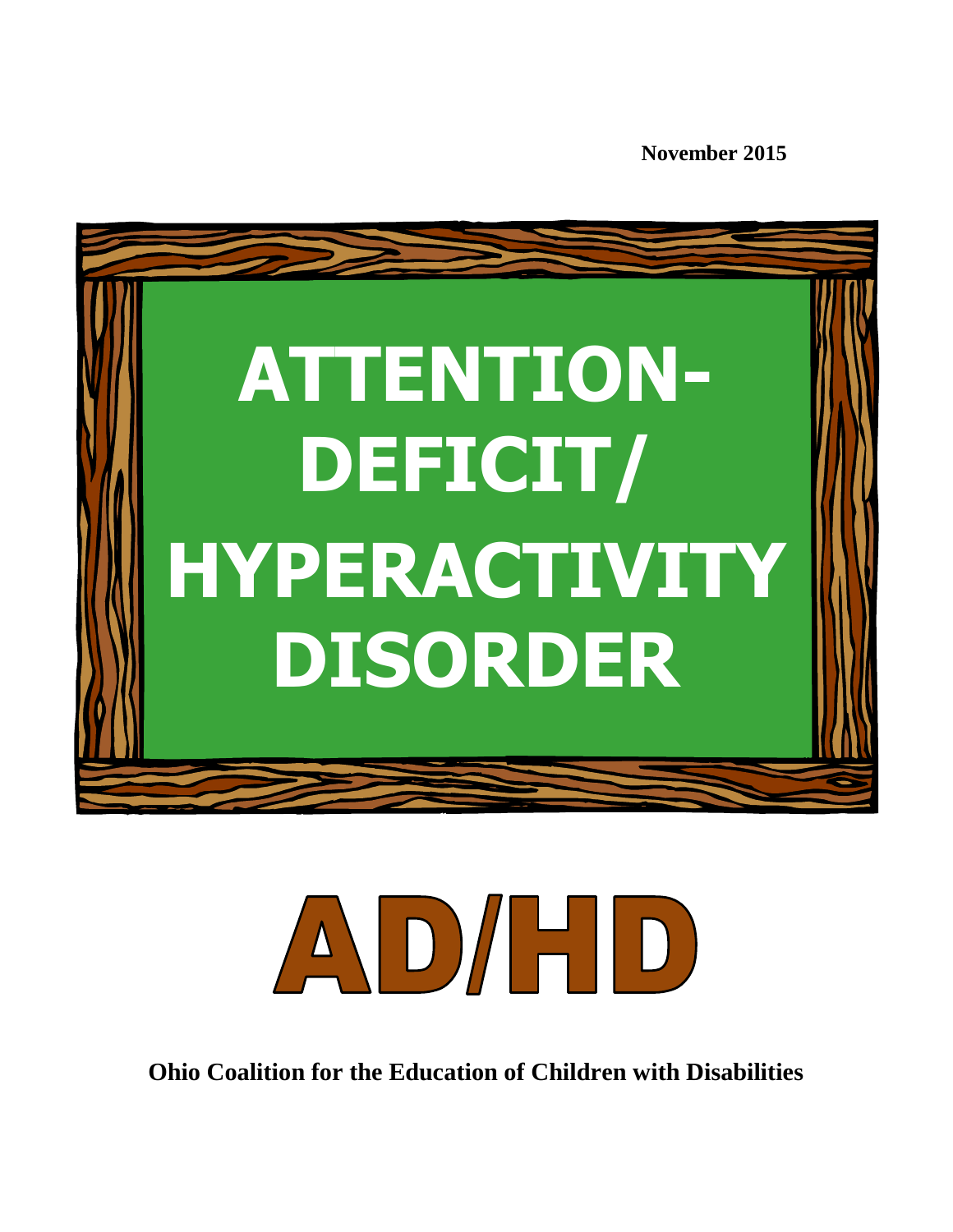November 2015

# ATTENTION-DEFICIT/ HYPERACTIVITY DISORDER

# AD/HD

**Ohio Coalition for the Education of Children with Disabilities**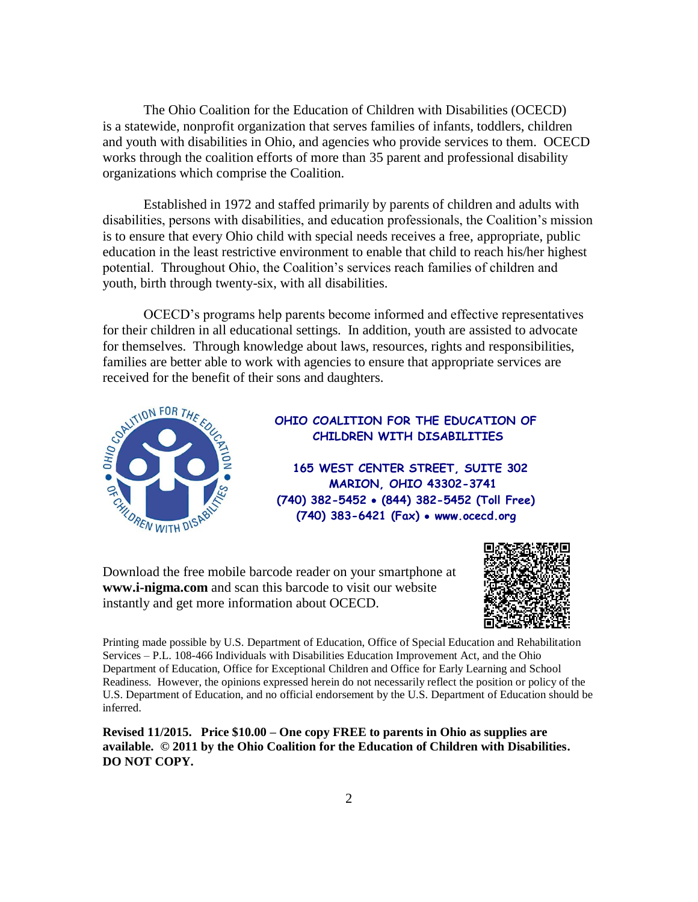The Ohio Coalition for the Education of Children with Disabilities (OCECD) is a statewide, nonprofit organization that serves families of infants, toddlers, children and youth with disabilities in Ohio, and agencies who provide services to them. OCECD works through the coalition efforts of more than 35 parent and professional disability organizations which comprise the Coalition.

Established in 1972 and staffed primarily by parents of children and adults with disabilities, persons with disabilities, and education professionals, the Coalition's mission is to ensure that every Ohio child with special needs receives a free, appropriate, public education in the least restrictive environment to enable that child to reach his/her highest potential. Throughout Ohio, the Coalition's services reach families of children and youth, birth through twenty-six, with all disabilities.

OCECD's programs help parents become informed and effective representatives for their children in all educational settings. In addition, youth are assisted to advocate for themselves. Through knowledge about laws, resources, rights and responsibilities, families are better able to work with agencies to ensure that appropriate services are received for the benefit of their sons and daughters.

**OHIO COALITION FOR THE EDUCATION OF CHILDREN WITH DISABILITIES**

**165 WEST CENTER STREET, SUITE 302**
**MARION, OHIO 43302-3741**
**(740) 382-5452 • (844) 382-5452 (Toll Free)**
**(740) 383-6421 (Fax) • www.ocecd.org**

Download the free mobile barcode reader on your smartphone at **www.i-nigma.com** and scan this barcode to visit our website instantly and get more information about OCECD.

Printing made possible by U.S. Department of Education, Office of Special Education and Rehabilitation Services – P.L. 108-466 Individuals with Disabilities Education Improvement Act, and the Ohio Department of Education, Office for Exceptional Children and Office for Early Learning and School Readiness. However, the opinions expressed herein do not necessarily reflect the position or policy of the U.S. Department of Education, and no official endorsement by the U.S. Department of Education should be inferred.

**Revised 11/2015. Price $10.00 – One copy FREE to parents in Ohio as supplies are available. © 2011 by the Ohio Coalition for the Education of Children with Disabilities. DO NOT COPY.**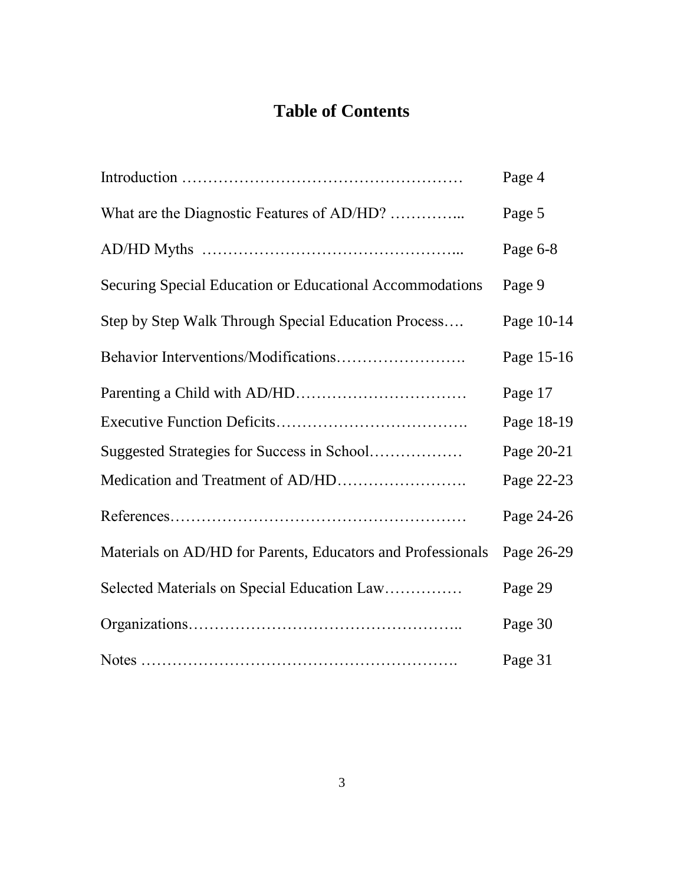# Table of Contents

| | |
|---|---|
| Introduction ……………………………………………… | Page 4 |
| What are the Diagnostic Features of AD/HD? ………….. | Page 5 |
| AD/HD Myths ………………………………………... | Page 6-8 |
| Securing Special Education or Educational Accommodations | Page 9 |
| Step by Step Walk Through Special Education Process…. | Page 10-14 |
| Behavior Interventions/Modifications……………………. | Page 15-16 |
| Parenting a Child with AD/HD…………………………… | Page 17 |
| Executive Function Deficits………………………………. | Page 18-19 |
| Suggested Strategies for Success in School……………… | Page 20-21 |
| Medication and Treatment of AD/HD……………………. | Page 22-23 |
| References………………………………………………… | Page 24-26 |
| Materials on AD/HD for Parents, Educators and Professionals | Page 26-29 |
| Selected Materials on Special Education Law…………… | Page 29 |
| Organizations…………………………………………….. | Page 30 |
| Notes ……………………………………………………. | Page 31 |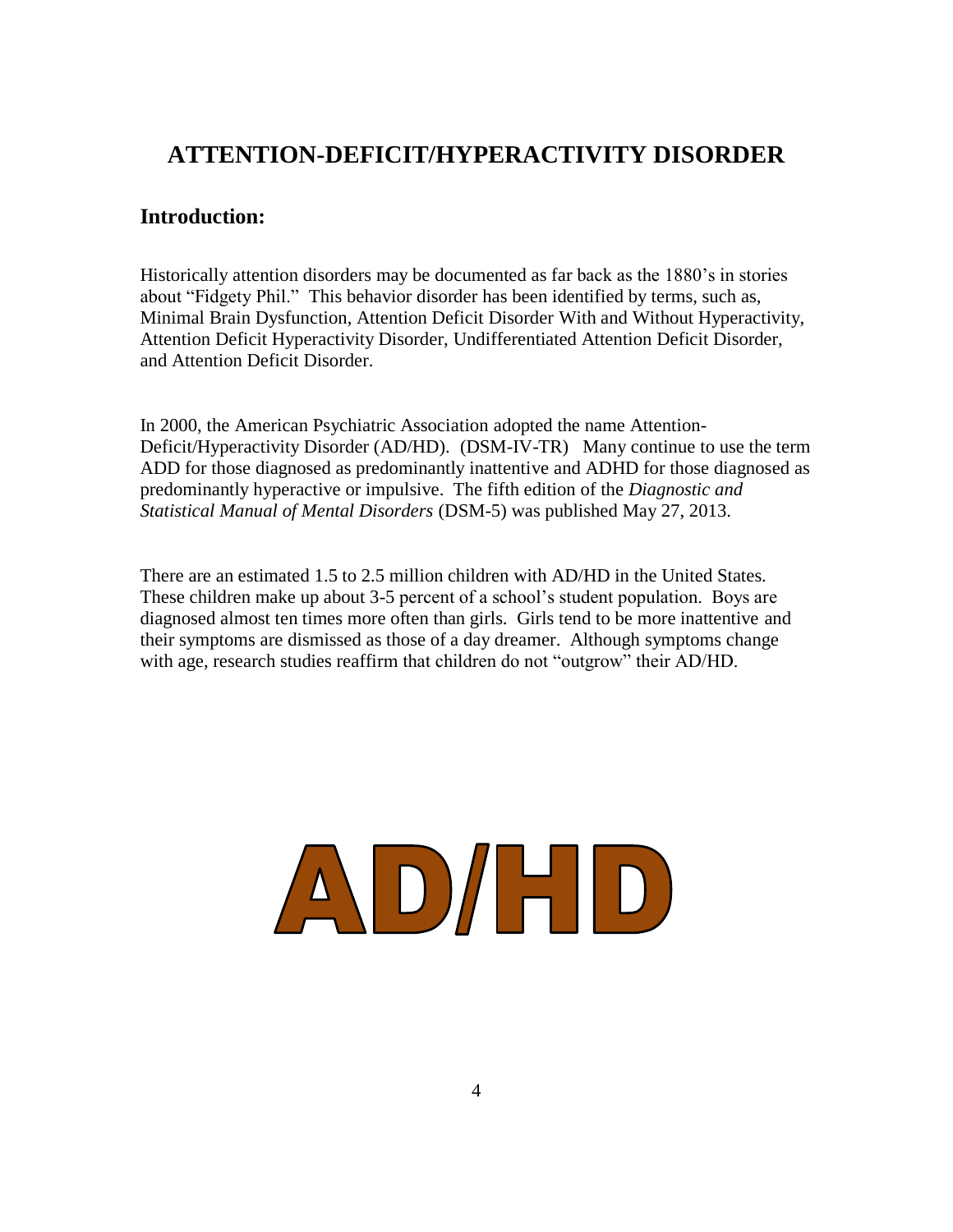# ATTENTION-DEFICIT/HYPERACTIVITY DISORDER

## Introduction:

Historically attention disorders may be documented as far back as the 1880's in stories about "Fidgety Phil." This behavior disorder has been identified by terms, such as, Minimal Brain Dysfunction, Attention Deficit Disorder With and Without Hyperactivity, Attention Deficit Hyperactivity Disorder, Undifferentiated Attention Deficit Disorder, and Attention Deficit Disorder.

In 2000, the American Psychiatric Association adopted the name Attention-Deficit/Hyperactivity Disorder (AD/HD). (DSM-IV-TR) Many continue to use the term ADD for those diagnosed as predominantly inattentive and ADHD for those diagnosed as predominantly hyperactive or impulsive. The fifth edition of the *Diagnostic and Statistical Manual of Mental Disorders* (DSM-5) was published May 27, 2013.

There are an estimated 1.5 to 2.5 million children with AD/HD in the United States. These children make up about 3-5 percent of a school's student population. Boys are diagnosed almost ten times more often than girls. Girls tend to be more inattentive and their symptoms are dismissed as those of a day dreamer. Although symptoms change with age, research studies reaffirm that children do not "outgrow" their AD/HD.

AD/HD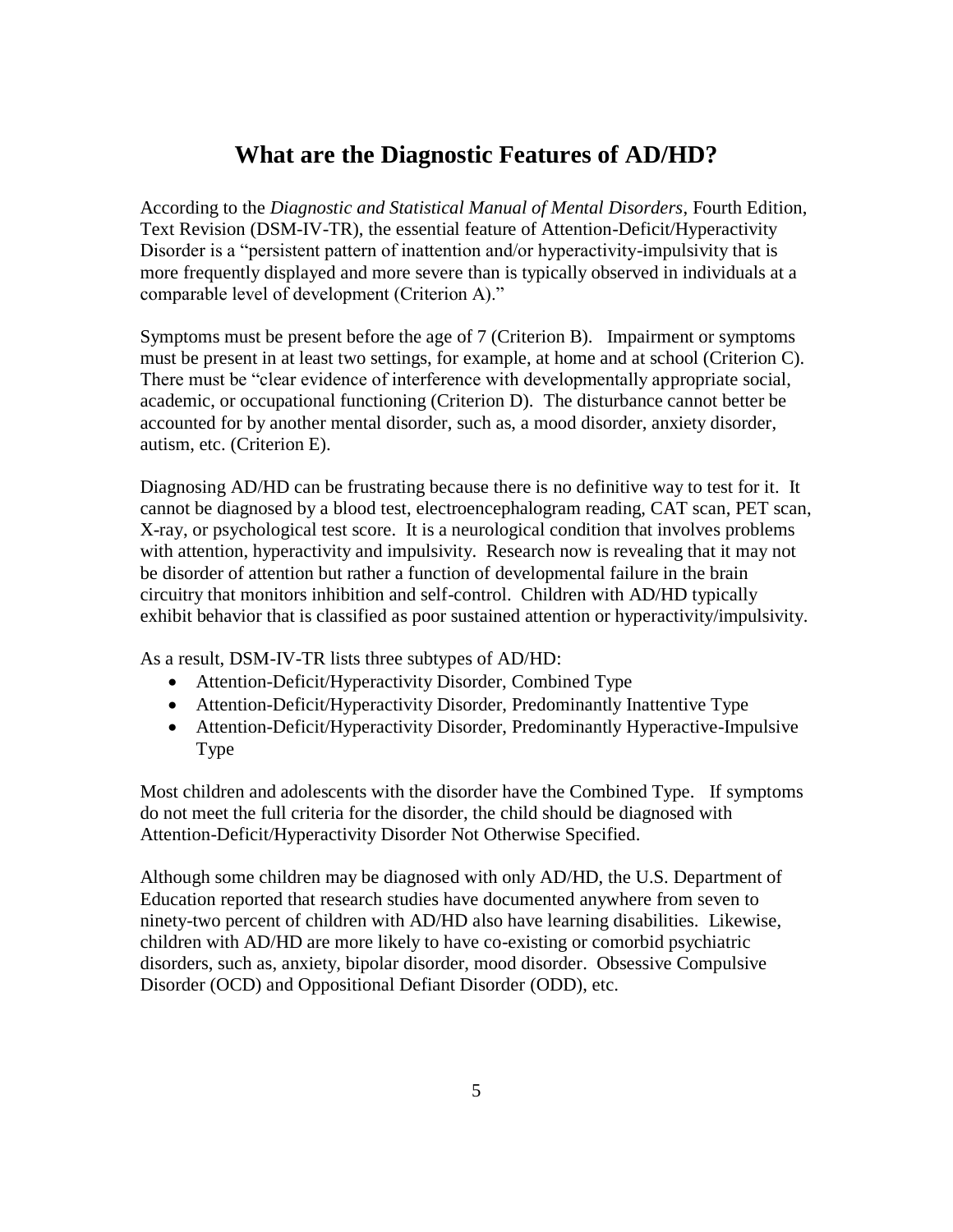# What are the Diagnostic Features of AD/HD?

According to the *Diagnostic and Statistical Manual of Mental Disorders*, Fourth Edition, Text Revision (DSM-IV-TR), the essential feature of Attention-Deficit/Hyperactivity Disorder is a "persistent pattern of inattention and/or hyperactivity-impulsivity that is more frequently displayed and more severe than is typically observed in individuals at a comparable level of development (Criterion A)."

Symptoms must be present before the age of 7 (Criterion B). Impairment or symptoms must be present in at least two settings, for example, at home and at school (Criterion C). There must be "clear evidence of interference with developmentally appropriate social, academic, or occupational functioning (Criterion D). The disturbance cannot better be accounted for by another mental disorder, such as, a mood disorder, anxiety disorder, autism, etc. (Criterion E).

Diagnosing AD/HD can be frustrating because there is no definitive way to test for it. It cannot be diagnosed by a blood test, electroencephalogram reading, CAT scan, PET scan, X-ray, or psychological test score. It is a neurological condition that involves problems with attention, hyperactivity and impulsivity. Research now is revealing that it may not be disorder of attention but rather a function of developmental failure in the brain circuitry that monitors inhibition and self-control. Children with AD/HD typically exhibit behavior that is classified as poor sustained attention or hyperactivity/impulsivity.

As a result, DSM-IV-TR lists three subtypes of AD/HD:

- Attention-Deficit/Hyperactivity Disorder, Combined Type
- Attention-Deficit/Hyperactivity Disorder, Predominantly Inattentive Type
- Attention-Deficit/Hyperactivity Disorder, Predominantly Hyperactive-Impulsive Type

Most children and adolescents with the disorder have the Combined Type. If symptoms do not meet the full criteria for the disorder, the child should be diagnosed with Attention-Deficit/Hyperactivity Disorder Not Otherwise Specified.

Although some children may be diagnosed with only AD/HD, the U.S. Department of Education reported that research studies have documented anywhere from seven to ninety-two percent of children with AD/HD also have learning disabilities. Likewise, children with AD/HD are more likely to have co-existing or comorbid psychiatric disorders, such as, anxiety, bipolar disorder, mood disorder. Obsessive Compulsive Disorder (OCD) and Oppositional Defiant Disorder (ODD), etc.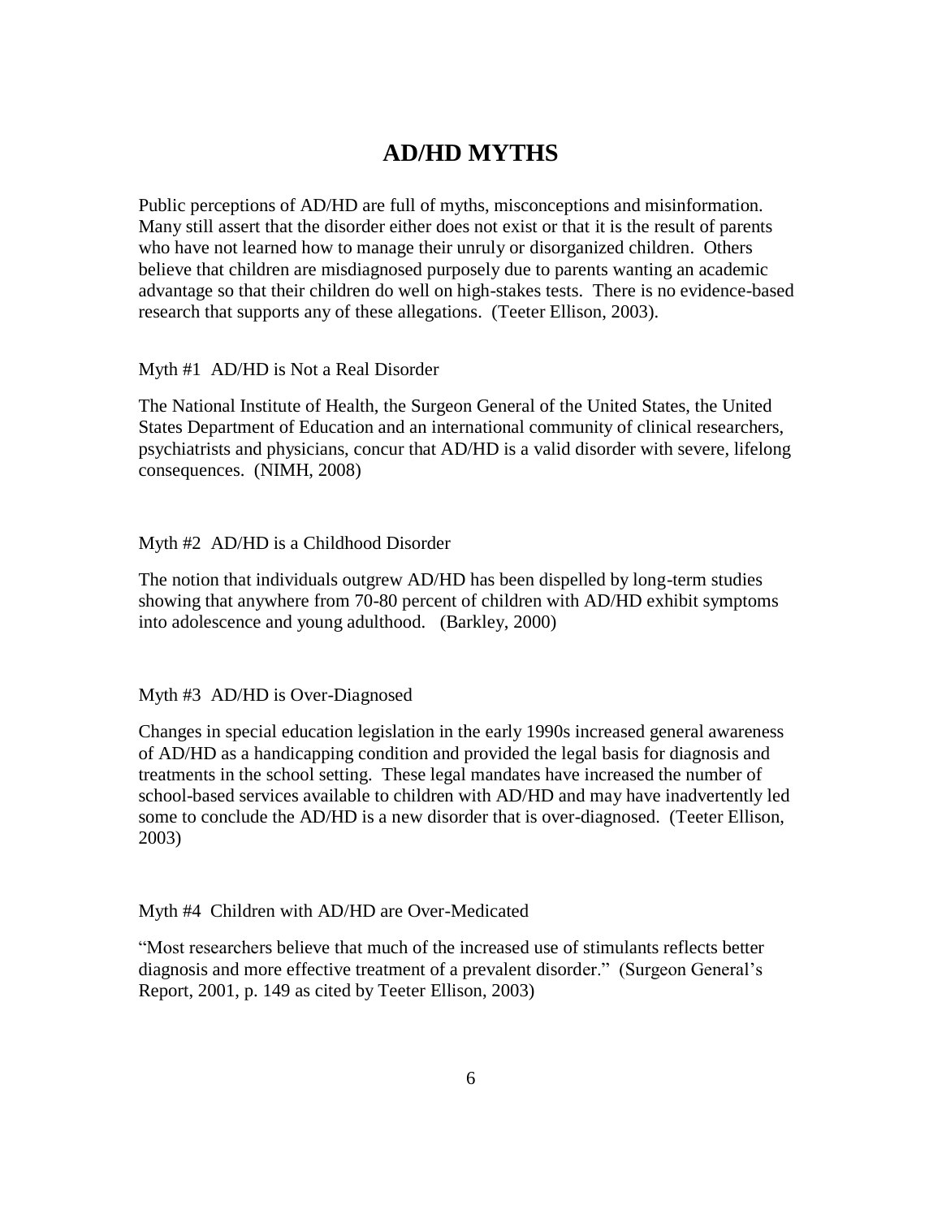# AD/HD MYTHS

Public perceptions of AD/HD are full of myths, misconceptions and misinformation. Many still assert that the disorder either does not exist or that it is the result of parents who have not learned how to manage their unruly or disorganized children. Others believe that children are misdiagnosed purposely due to parents wanting an academic advantage so that their children do well on high-stakes tests. There is no evidence-based research that supports any of these allegations. (Teeter Ellison, 2003).

Myth #1 AD/HD is Not a Real Disorder

The National Institute of Health, the Surgeon General of the United States, the United States Department of Education and an international community of clinical researchers, psychiatrists and physicians, concur that AD/HD is a valid disorder with severe, lifelong consequences. (NIMH, 2008)

Myth #2 AD/HD is a Childhood Disorder

The notion that individuals outgrew AD/HD has been dispelled by long-term studies showing that anywhere from 70-80 percent of children with AD/HD exhibit symptoms into adolescence and young adulthood. (Barkley, 2000)

Myth #3 AD/HD is Over-Diagnosed

Changes in special education legislation in the early 1990s increased general awareness of AD/HD as a handicapping condition and provided the legal basis for diagnosis and treatments in the school setting. These legal mandates have increased the number of school-based services available to children with AD/HD and may have inadvertently led some to conclude the AD/HD is a new disorder that is over-diagnosed. (Teeter Ellison, 2003)

Myth #4 Children with AD/HD are Over-Medicated

"Most researchers believe that much of the increased use of stimulants reflects better diagnosis and more effective treatment of a prevalent disorder." (Surgeon General's Report, 2001, p. 149 as cited by Teeter Ellison, 2003)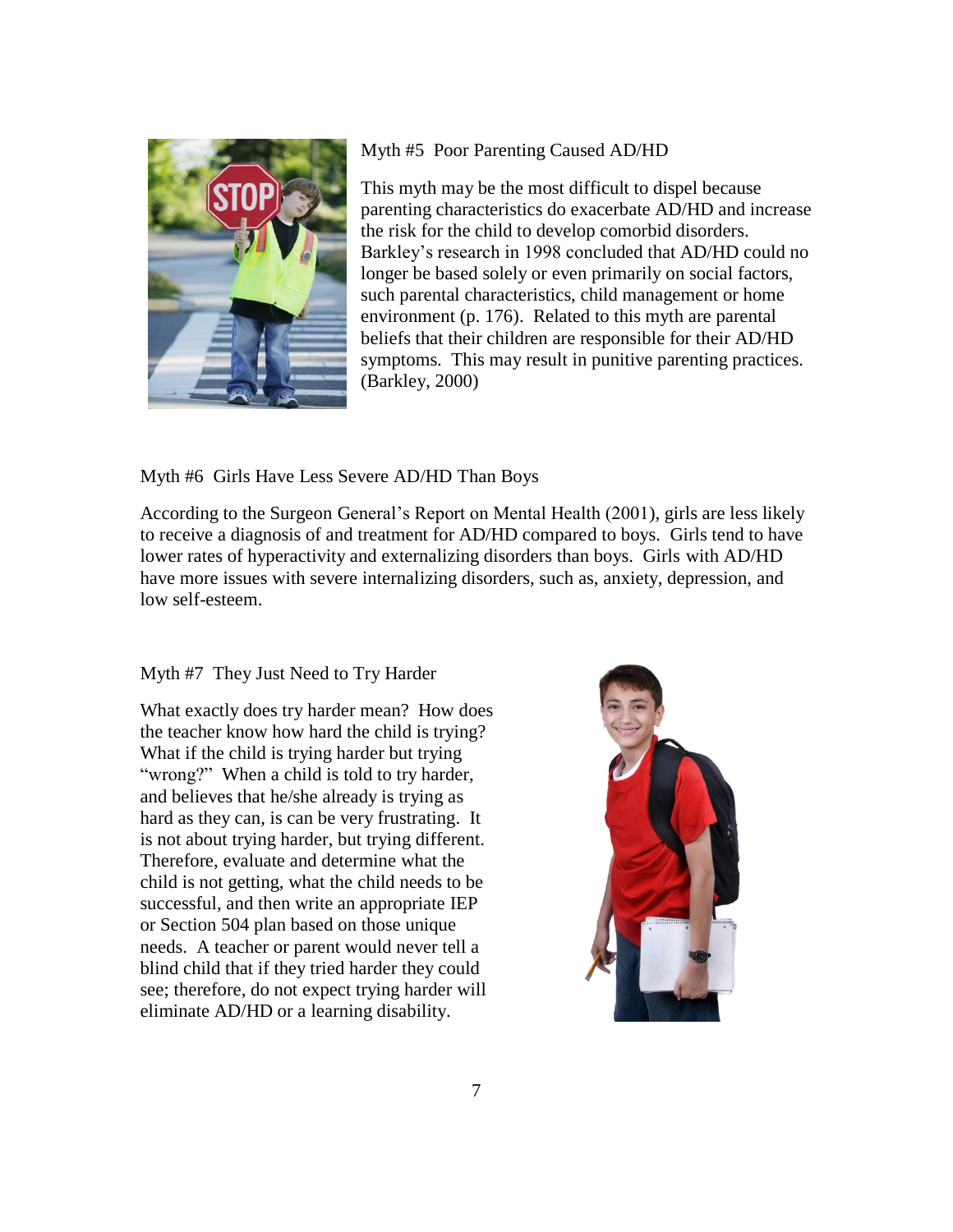Myth #5 Poor Parenting Caused AD/HD

This myth may be the most difficult to dispel because parenting characteristics do exacerbate AD/HD and increase the risk for the child to develop comorbid disorders. Barkley's research in 1998 concluded that AD/HD could no longer be based solely or even primarily on social factors, such parental characteristics, child management or home environment (p. 176). Related to this myth are parental beliefs that their children are responsible for their AD/HD symptoms. This may result in punitive parenting practices. (Barkley, 2000)

Myth #6 Girls Have Less Severe AD/HD Than Boys

According to the Surgeon General's Report on Mental Health (2001), girls are less likely to receive a diagnosis of and treatment for AD/HD compared to boys. Girls tend to have lower rates of hyperactivity and externalizing disorders than boys. Girls with AD/HD have more issues with severe internalizing disorders, such as, anxiety, depression, and low self-esteem.

Myth #7 They Just Need to Try Harder

What exactly does try harder mean? How does the teacher know how hard the child is trying? What if the child is trying harder but trying "wrong?" When a child is told to try harder, and believes that he/she already is trying as hard as they can, is can be very frustrating. It is not about trying harder, but trying different. Therefore, evaluate and determine what the child is not getting, what the child needs to be successful, and then write an appropriate IEP or Section 504 plan based on those unique needs. A teacher or parent would never tell a blind child that if they tried harder they could see; therefore, do not expect trying harder will eliminate AD/HD or a learning disability.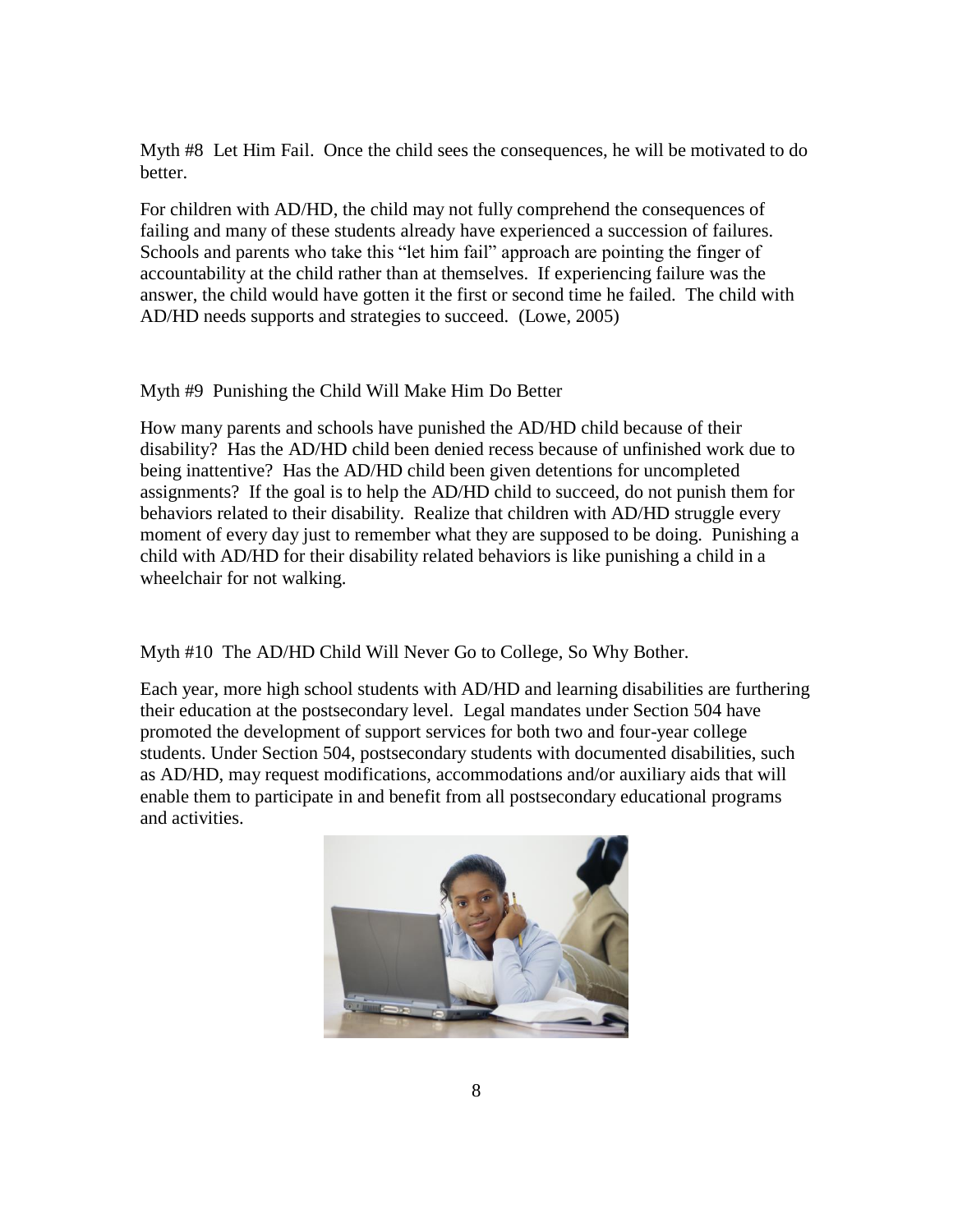Myth #8 Let Him Fail. Once the child sees the consequences, he will be motivated to do better.

For children with AD/HD, the child may not fully comprehend the consequences of failing and many of these students already have experienced a succession of failures. Schools and parents who take this "let him fail" approach are pointing the finger of accountability at the child rather than at themselves. If experiencing failure was the answer, the child would have gotten it the first or second time he failed. The child with AD/HD needs supports and strategies to succeed. (Lowe, 2005)

Myth #9 Punishing the Child Will Make Him Do Better

How many parents and schools have punished the AD/HD child because of their disability? Has the AD/HD child been denied recess because of unfinished work due to being inattentive? Has the AD/HD child been given detentions for uncompleted assignments? If the goal is to help the AD/HD child to succeed, do not punish them for behaviors related to their disability. Realize that children with AD/HD struggle every moment of every day just to remember what they are supposed to be doing. Punishing a child with AD/HD for their disability related behaviors is like punishing a child in a wheelchair for not walking.

Myth #10 The AD/HD Child Will Never Go to College, So Why Bother.

Each year, more high school students with AD/HD and learning disabilities are furthering their education at the postsecondary level. Legal mandates under Section 504 have promoted the development of support services for both two and four-year college students. Under Section 504, postsecondary students with documented disabilities, such as AD/HD, may request modifications, accommodations and/or auxiliary aids that will enable them to participate in and benefit from all postsecondary educational programs and activities.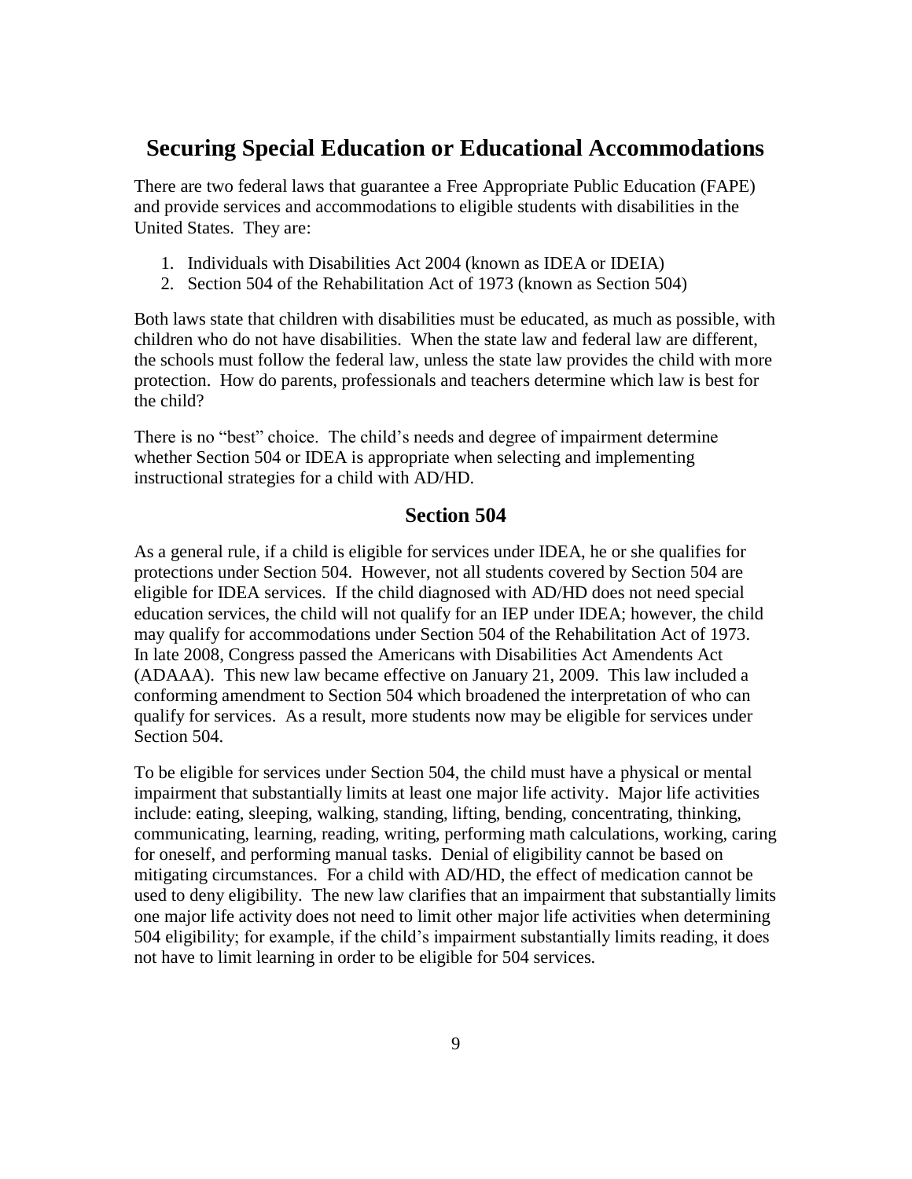# Securing Special Education or Educational Accommodations

There are two federal laws that guarantee a Free Appropriate Public Education (FAPE) and provide services and accommodations to eligible students with disabilities in the United States. They are:

1. Individuals with Disabilities Act 2004 (known as IDEA or IDEIA)
2. Section 504 of the Rehabilitation Act of 1973 (known as Section 504)

Both laws state that children with disabilities must be educated, as much as possible, with children who do not have disabilities. When the state law and federal law are different, the schools must follow the federal law, unless the state law provides the child with more protection. How do parents, professionals and teachers determine which law is best for the child?

There is no "best" choice. The child's needs and degree of impairment determine whether Section 504 or IDEA is appropriate when selecting and implementing instructional strategies for a child with AD/HD.

## Section 504

As a general rule, if a child is eligible for services under IDEA, he or she qualifies for protections under Section 504. However, not all students covered by Section 504 are eligible for IDEA services. If the child diagnosed with AD/HD does not need special education services, the child will not qualify for an IEP under IDEA; however, the child may qualify for accommodations under Section 504 of the Rehabilitation Act of 1973. In late 2008, Congress passed the Americans with Disabilities Act Amendents Act (ADAAA). This new law became effective on January 21, 2009. This law included a conforming amendment to Section 504 which broadened the interpretation of who can qualify for services. As a result, more students now may be eligible for services under Section 504.

To be eligible for services under Section 504, the child must have a physical or mental impairment that substantially limits at least one major life activity. Major life activities include: eating, sleeping, walking, standing, lifting, bending, concentrating, thinking, communicating, learning, reading, writing, performing math calculations, working, caring for oneself, and performing manual tasks. Denial of eligibility cannot be based on mitigating circumstances. For a child with AD/HD, the effect of medication cannot be used to deny eligibility. The new law clarifies that an impairment that substantially limits one major life activity does not need to limit other major life activities when determining 504 eligibility; for example, if the child's impairment substantially limits reading, it does not have to limit learning in order to be eligible for 504 services.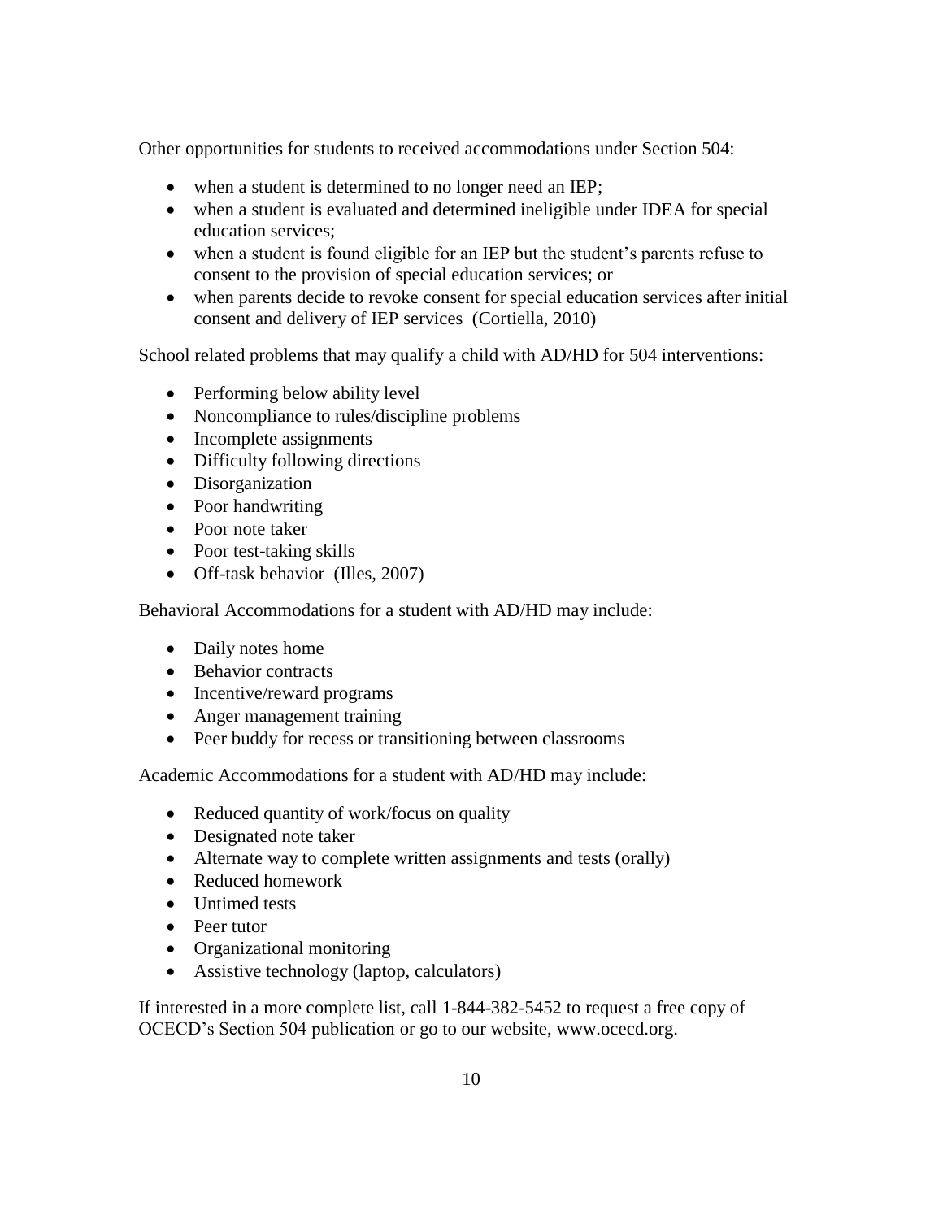Other opportunities for students to received accommodations under Section 504:

- when a student is determined to no longer need an IEP;
- when a student is evaluated and determined ineligible under IDEA for special education services;
- when a student is found eligible for an IEP but the student's parents refuse to consent to the provision of special education services; or
- when parents decide to revoke consent for special education services after initial consent and delivery of IEP services (Cortiella, 2010)

School related problems that may qualify a child with AD/HD for 504 interventions:

- Performing below ability level
- Noncompliance to rules/discipline problems
- Incomplete assignments
- Difficulty following directions
- Disorganization
- Poor handwriting
- Poor note taker
- Poor test-taking skills
- Off-task behavior (Illes, 2007)

Behavioral Accommodations for a student with AD/HD may include:

- Daily notes home
- Behavior contracts
- Incentive/reward programs
- Anger management training
- Peer buddy for recess or transitioning between classrooms

Academic Accommodations for a student with AD/HD may include:

- Reduced quantity of work/focus on quality
- Designated note taker
- Alternate way to complete written assignments and tests (orally)
- Reduced homework
- Untimed tests
- Peer tutor
- Organizational monitoring
- Assistive technology (laptop, calculators)

If interested in a more complete list, call 1-844-382-5452 to request a free copy of OCECD's Section 504 publication or go to our website, www.ocecd.org.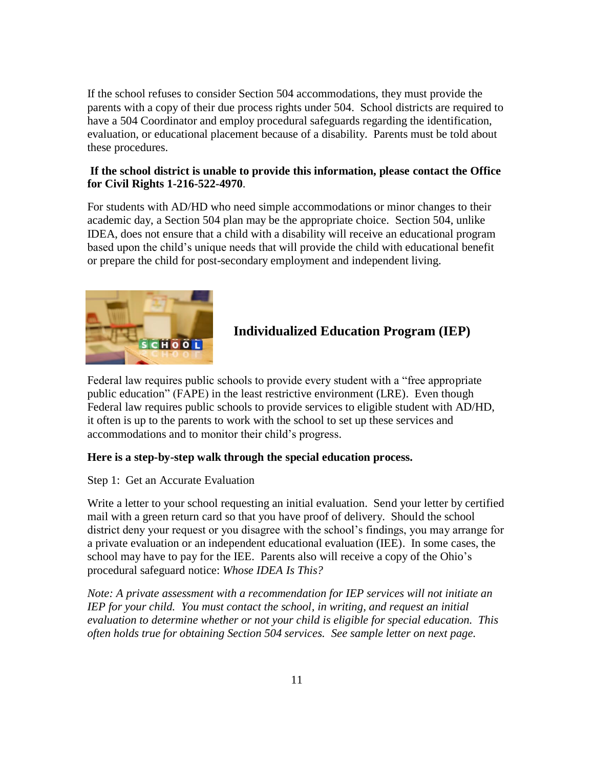If the school refuses to consider Section 504 accommodations, they must provide the parents with a copy of their due process rights under 504. School districts are required to have a 504 Coordinator and employ procedural safeguards regarding the identification, evaluation, or educational placement because of a disability. Parents must be told about these procedures.

**If the school district is unable to provide this information, please contact the Office for Civil Rights 1-216-522-4970**.

For students with AD/HD who need simple accommodations or minor changes to their academic day, a Section 504 plan may be the appropriate choice. Section 504, unlike IDEA, does not ensure that a child with a disability will receive an educational program based upon the child's unique needs that will provide the child with educational benefit or prepare the child for post-secondary employment and independent living.

## Individualized Education Program (IEP)

Federal law requires public schools to provide every student with a "free appropriate public education" (FAPE) in the least restrictive environment (LRE). Even though Federal law requires public schools to provide services to eligible student with AD/HD, it often is up to the parents to work with the school to set up these services and accommodations and to monitor their child's progress.

**Here is a step-by-step walk through the special education process.**

Step 1: Get an Accurate Evaluation

Write a letter to your school requesting an initial evaluation. Send your letter by certified mail with a green return card so that you have proof of delivery. Should the school district deny your request or you disagree with the school's findings, you may arrange for a private evaluation or an independent educational evaluation (IEE). In some cases, the school may have to pay for the IEE. Parents also will receive a copy of the Ohio's procedural safeguard notice: *Whose IDEA Is This?*

*Note: A private assessment with a recommendation for IEP services will not initiate an IEP for your child. You must contact the school, in writing, and request an initial evaluation to determine whether or not your child is eligible for special education. This often holds true for obtaining Section 504 services. See sample letter on next page.*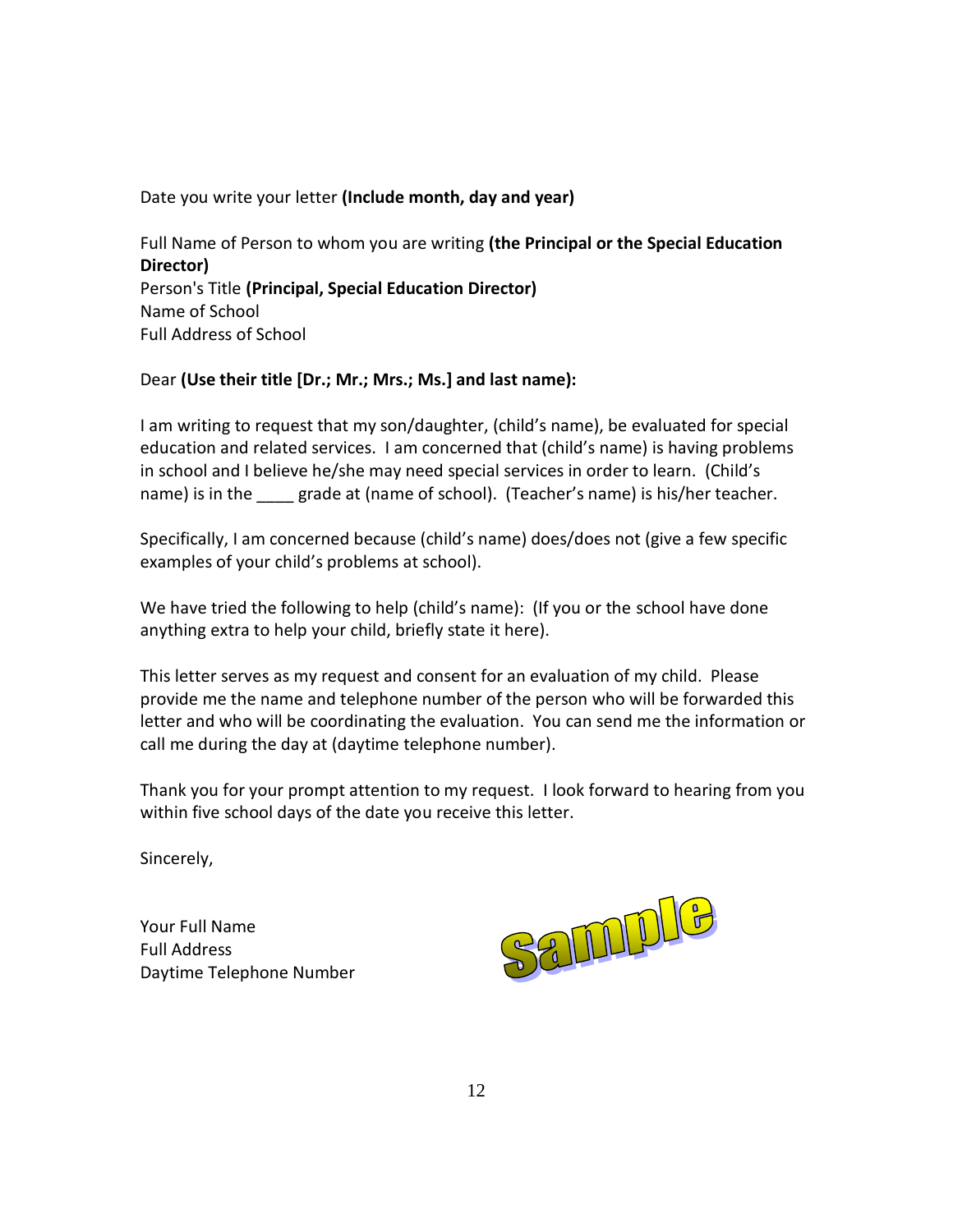Date you write your letter **(Include month, day and year)**

Full Name of Person to whom you are writing **(the Principal or the Special Education Director)**
Person's Title **(Principal, Special Education Director)**
Name of School
Full Address of School

Dear **(Use their title [Dr.; Mr.; Mrs.; Ms.] and last name):**

I am writing to request that my son/daughter, (child's name), be evaluated for special education and related services. I am concerned that (child's name) is having problems in school and I believe he/she may need special services in order to learn. (Child's name) is in the ____ grade at (name of school). (Teacher's name) is his/her teacher.

Specifically, I am concerned because (child's name) does/does not (give a few specific examples of your child's problems at school).

We have tried the following to help (child's name): (If you or the school have done anything extra to help your child, briefly state it here).

This letter serves as my request and consent for an evaluation of my child. Please provide me the name and telephone number of the person who will be forwarded this letter and who will be coordinating the evaluation. You can send me the information or call me during the day at (daytime telephone number).

Thank you for your prompt attention to my request. I look forward to hearing from you within five school days of the date you receive this letter.

Sincerely,

Your Full Name
Full Address
Daytime Telephone Number

Sample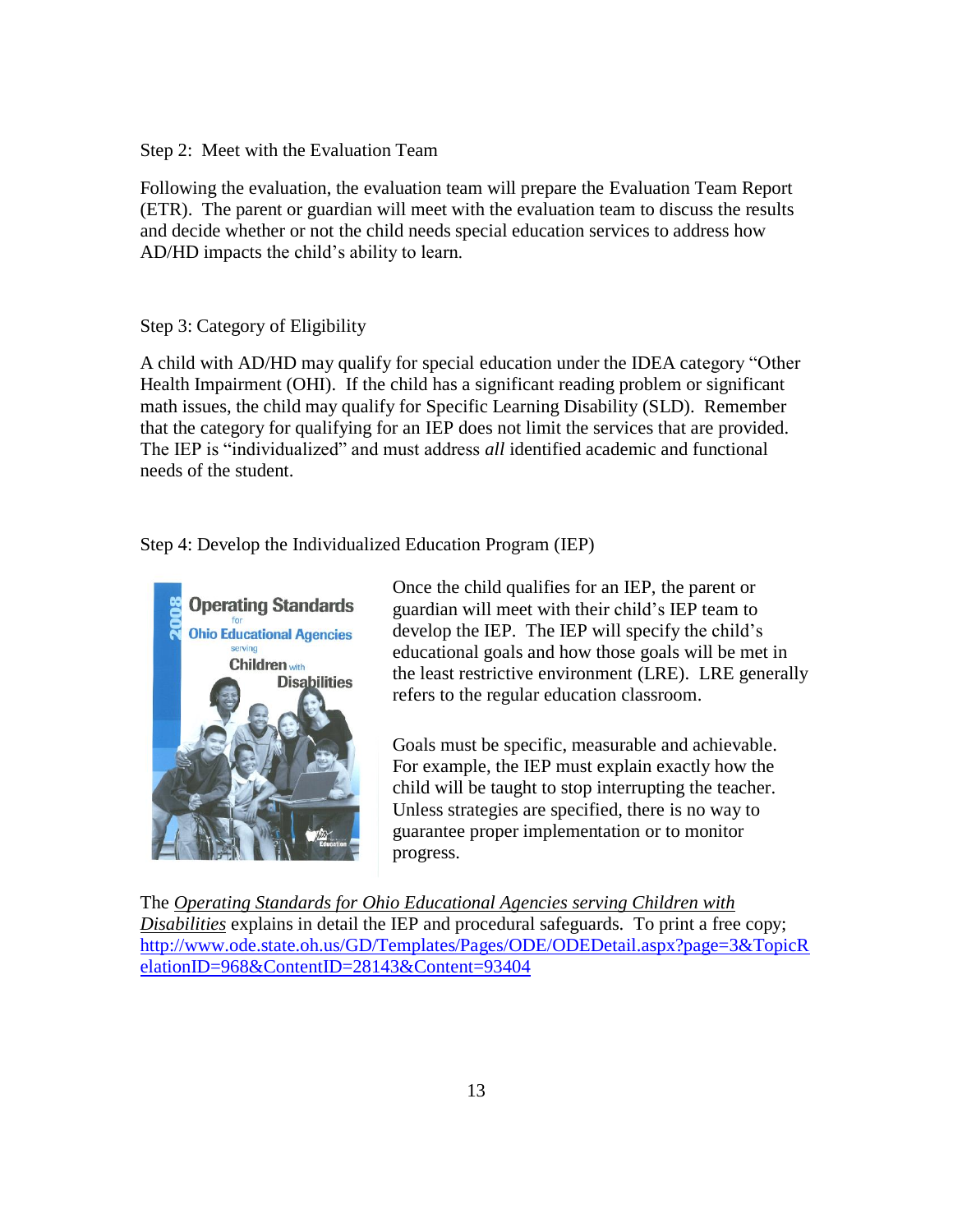Step 2: Meet with the Evaluation Team

Following the evaluation, the evaluation team will prepare the Evaluation Team Report (ETR). The parent or guardian will meet with the evaluation team to discuss the results and decide whether or not the child needs special education services to address how AD/HD impacts the child's ability to learn.

Step 3: Category of Eligibility

A child with AD/HD may qualify for special education under the IDEA category "Other Health Impairment (OHI). If the child has a significant reading problem or significant math issues, the child may qualify for Specific Learning Disability (SLD). Remember that the category for qualifying for an IEP does not limit the services that are provided. The IEP is "individualized" and must address *all* identified academic and functional needs of the student.

Step 4: Develop the Individualized Education Program (IEP)

Once the child qualifies for an IEP, the parent or guardian will meet with their child's IEP team to develop the IEP. The IEP will specify the child's educational goals and how those goals will be met in the least restrictive environment (LRE). LRE generally refers to the regular education classroom.

Goals must be specific, measurable and achievable. For example, the IEP must explain exactly how the child will be taught to stop interrupting the teacher. Unless strategies are specified, there is no way to guarantee proper implementation or to monitor progress.

The *Operating Standards for Ohio Educational Agencies serving Children with Disabilities* explains in detail the IEP and procedural safeguards. To print a free copy; http://www.ode.state.oh.us/GD/Templates/Pages/ODE/ODEDetail.aspx?page=3&TopicRelationID=968&ContentID=28143&Content=93404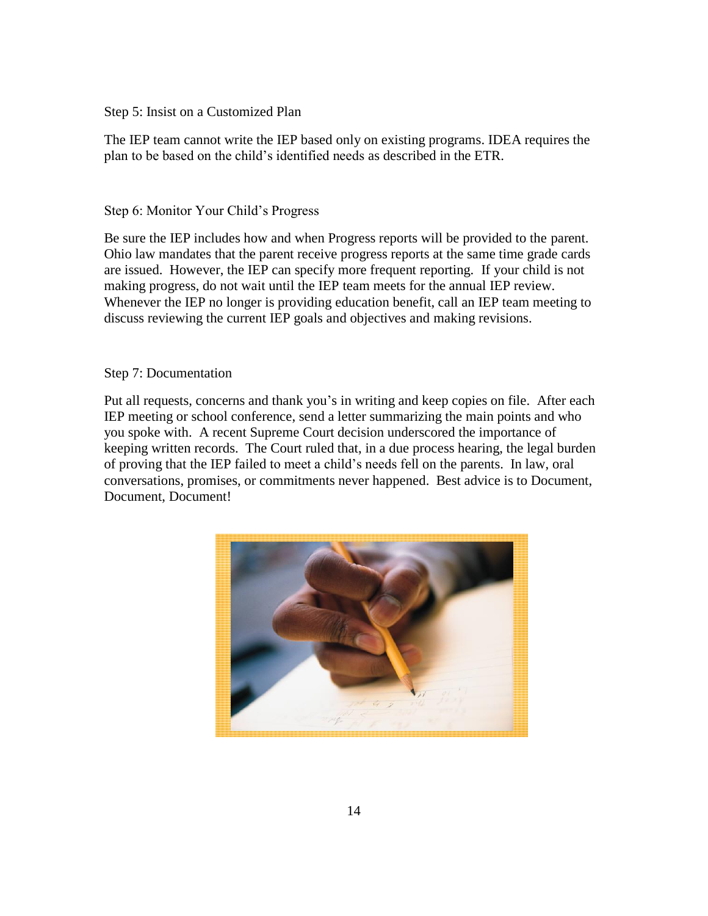Step 5: Insist on a Customized Plan

The IEP team cannot write the IEP based only on existing programs. IDEA requires the plan to be based on the child's identified needs as described in the ETR.

Step 6: Monitor Your Child's Progress

Be sure the IEP includes how and when Progress reports will be provided to the parent. Ohio law mandates that the parent receive progress reports at the same time grade cards are issued. However, the IEP can specify more frequent reporting. If your child is not making progress, do not wait until the IEP team meets for the annual IEP review. Whenever the IEP no longer is providing education benefit, call an IEP team meeting to discuss reviewing the current IEP goals and objectives and making revisions.

Step 7: Documentation

Put all requests, concerns and thank you's in writing and keep copies on file. After each IEP meeting or school conference, send a letter summarizing the main points and who you spoke with. A recent Supreme Court decision underscored the importance of keeping written records. The Court ruled that, in a due process hearing, the legal burden of proving that the IEP failed to meet a child's needs fell on the parents. In law, oral conversations, promises, or commitments never happened. Best advice is to Document, Document, Document!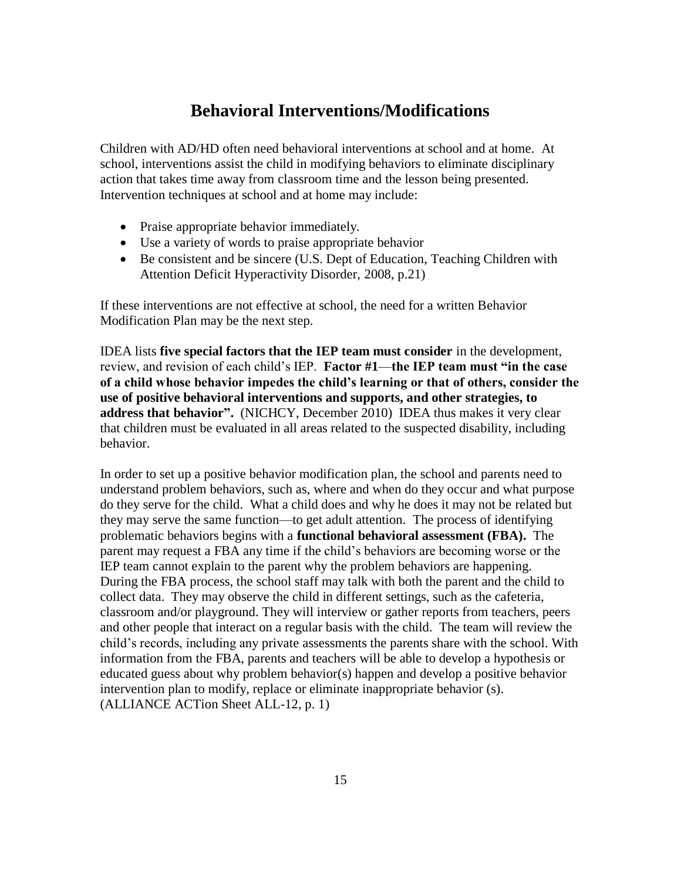# Behavioral Interventions/Modifications

Children with AD/HD often need behavioral interventions at school and at home. At school, interventions assist the child in modifying behaviors to eliminate disciplinary action that takes time away from classroom time and the lesson being presented. Intervention techniques at school and at home may include:

- Praise appropriate behavior immediately.
- Use a variety of words to praise appropriate behavior
- Be consistent and be sincere (U.S. Dept of Education, Teaching Children with Attention Deficit Hyperactivity Disorder, 2008, p.21)

If these interventions are not effective at school, the need for a written Behavior Modification Plan may be the next step.

IDEA lists **five special factors that the IEP team must consider** in the development, review, and revision of each child's IEP. **Factor #1—the IEP team must "in the case of a child whose behavior impedes the child's learning or that of others, consider the use of positive behavioral interventions and supports, and other strategies, to address that behavior".** (NICHCY, December 2010) IDEA thus makes it very clear that children must be evaluated in all areas related to the suspected disability, including behavior.

In order to set up a positive behavior modification plan, the school and parents need to understand problem behaviors, such as, where and when do they occur and what purpose do they serve for the child. What a child does and why he does it may not be related but they may serve the same function—to get adult attention. The process of identifying problematic behaviors begins with a **functional behavioral assessment (FBA).** The parent may request a FBA any time if the child's behaviors are becoming worse or the IEP team cannot explain to the parent why the problem behaviors are happening. During the FBA process, the school staff may talk with both the parent and the child to collect data. They may observe the child in different settings, such as the cafeteria, classroom and/or playground. They will interview or gather reports from teachers, peers and other people that interact on a regular basis with the child. The team will review the child's records, including any private assessments the parents share with the school. With information from the FBA, parents and teachers will be able to develop a hypothesis or educated guess about why problem behavior(s) happen and develop a positive behavior intervention plan to modify, replace or eliminate inappropriate behavior (s). (ALLIANCE ACTion Sheet ALL-12, p. 1)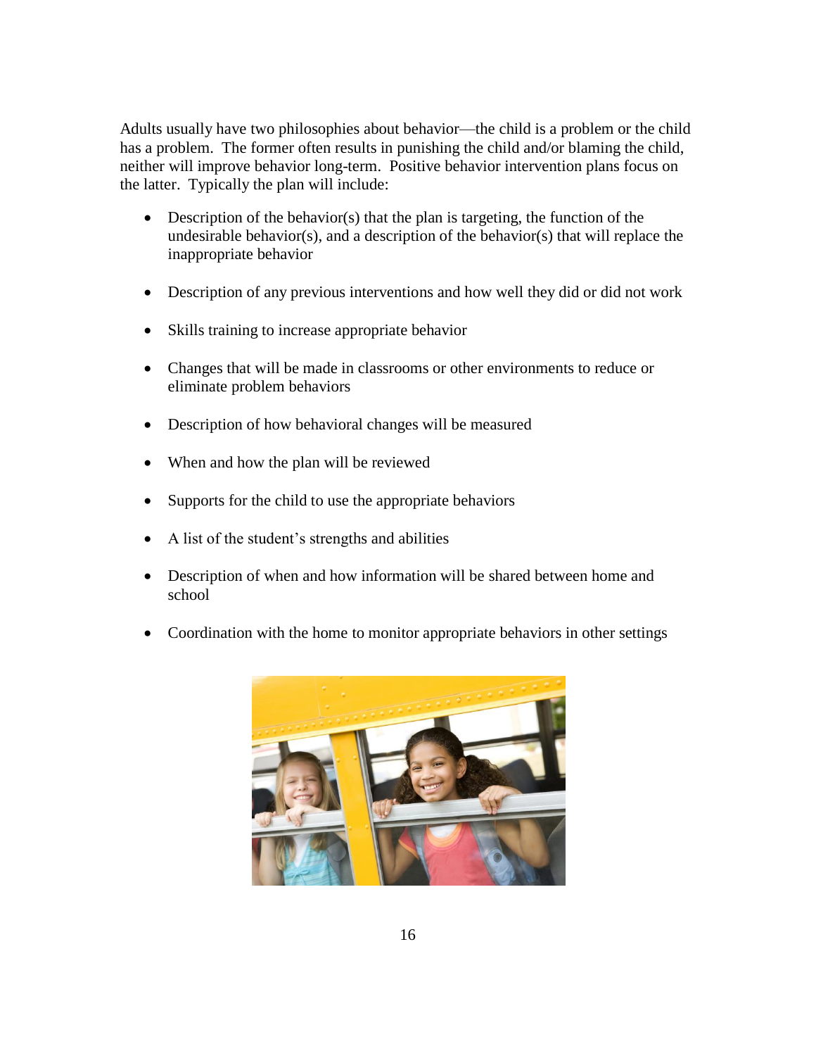Adults usually have two philosophies about behavior—the child is a problem or the child has a problem. The former often results in punishing the child and/or blaming the child, neither will improve behavior long-term. Positive behavior intervention plans focus on the latter. Typically the plan will include:

- Description of the behavior(s) that the plan is targeting, the function of the undesirable behavior(s), and a description of the behavior(s) that will replace the inappropriate behavior
- Description of any previous interventions and how well they did or did not work
- Skills training to increase appropriate behavior
- Changes that will be made in classrooms or other environments to reduce or eliminate problem behaviors
- Description of how behavioral changes will be measured
- When and how the plan will be reviewed
- Supports for the child to use the appropriate behaviors
- A list of the student's strengths and abilities
- Description of when and how information will be shared between home and school
- Coordination with the home to monitor appropriate behaviors in other settings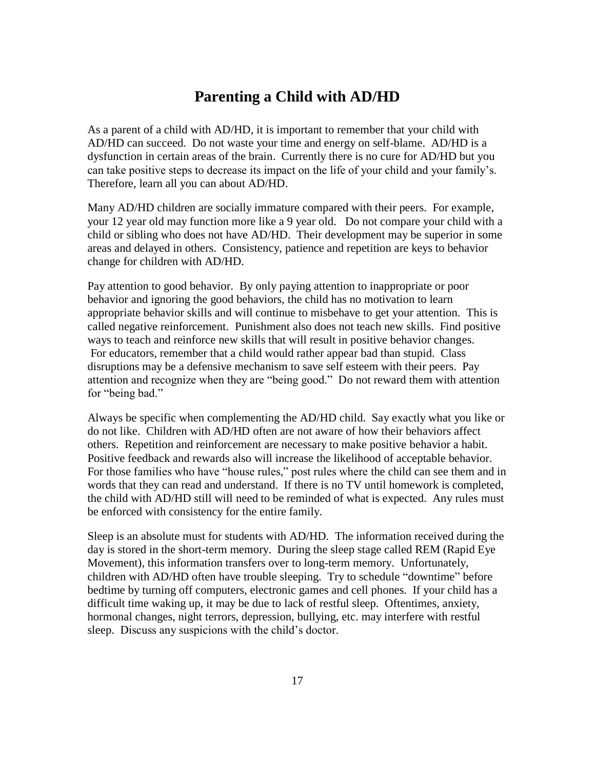# Parenting a Child with AD/HD

As a parent of a child with AD/HD, it is important to remember that your child with AD/HD can succeed. Do not waste your time and energy on self-blame. AD/HD is a dysfunction in certain areas of the brain. Currently there is no cure for AD/HD but you can take positive steps to decrease its impact on the life of your child and your family's. Therefore, learn all you can about AD/HD.

Many AD/HD children are socially immature compared with their peers. For example, your 12 year old may function more like a 9 year old. Do not compare your child with a child or sibling who does not have AD/HD. Their development may be superior in some areas and delayed in others. Consistency, patience and repetition are keys to behavior change for children with AD/HD.

Pay attention to good behavior. By only paying attention to inappropriate or poor behavior and ignoring the good behaviors, the child has no motivation to learn appropriate behavior skills and will continue to misbehave to get your attention. This is called negative reinforcement. Punishment also does not teach new skills. Find positive ways to teach and reinforce new skills that will result in positive behavior changes. For educators, remember that a child would rather appear bad than stupid. Class disruptions may be a defensive mechanism to save self esteem with their peers. Pay attention and recognize when they are "being good." Do not reward them with attention for "being bad."

Always be specific when complementing the AD/HD child. Say exactly what you like or do not like. Children with AD/HD often are not aware of how their behaviors affect others. Repetition and reinforcement are necessary to make positive behavior a habit. Positive feedback and rewards also will increase the likelihood of acceptable behavior. For those families who have "house rules," post rules where the child can see them and in words that they can read and understand. If there is no TV until homework is completed, the child with AD/HD still will need to be reminded of what is expected. Any rules must be enforced with consistency for the entire family.

Sleep is an absolute must for students with AD/HD. The information received during the day is stored in the short-term memory. During the sleep stage called REM (Rapid Eye Movement), this information transfers over to long-term memory. Unfortunately, children with AD/HD often have trouble sleeping. Try to schedule "downtime" before bedtime by turning off computers, electronic games and cell phones. If your child has a difficult time waking up, it may be due to lack of restful sleep. Oftentimes, anxiety, hormonal changes, night terrors, depression, bullying, etc. may interfere with restful sleep. Discuss any suspicions with the child's doctor.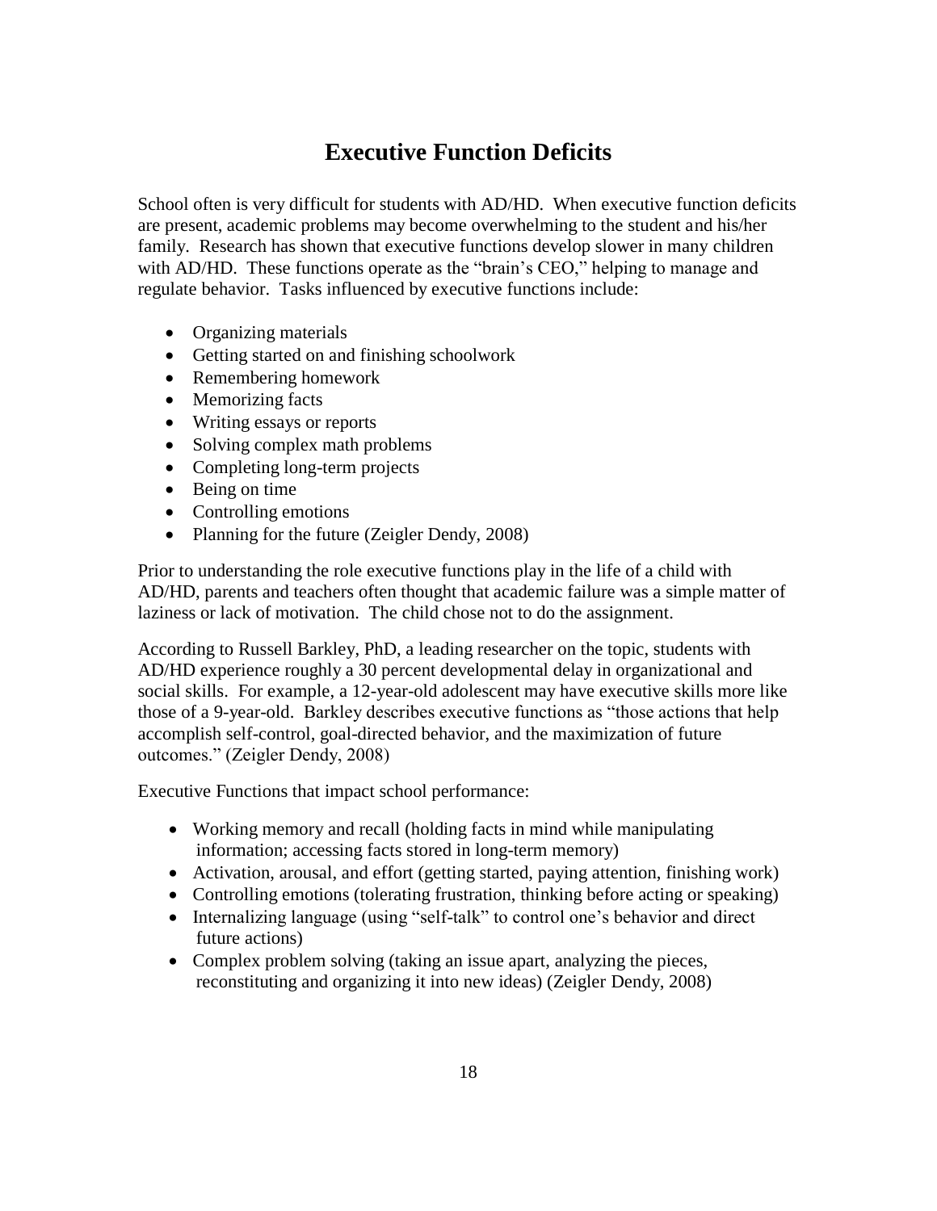# Executive Function Deficits

School often is very difficult for students with AD/HD. When executive function deficits are present, academic problems may become overwhelming to the student and his/her family. Research has shown that executive functions develop slower in many children with AD/HD. These functions operate as the "brain's CEO," helping to manage and regulate behavior. Tasks influenced by executive functions include:

- Organizing materials
- Getting started on and finishing schoolwork
- Remembering homework
- Memorizing facts
- Writing essays or reports
- Solving complex math problems
- Completing long-term projects
- Being on time
- Controlling emotions
- Planning for the future (Zeigler Dendy, 2008)

Prior to understanding the role executive functions play in the life of a child with AD/HD, parents and teachers often thought that academic failure was a simple matter of laziness or lack of motivation. The child chose not to do the assignment.

According to Russell Barkley, PhD, a leading researcher on the topic, students with AD/HD experience roughly a 30 percent developmental delay in organizational and social skills. For example, a 12-year-old adolescent may have executive skills more like those of a 9-year-old. Barkley describes executive functions as "those actions that help accomplish self-control, goal-directed behavior, and the maximization of future outcomes." (Zeigler Dendy, 2008)

Executive Functions that impact school performance:

- Working memory and recall (holding facts in mind while manipulating information; accessing facts stored in long-term memory)
- Activation, arousal, and effort (getting started, paying attention, finishing work)
- Controlling emotions (tolerating frustration, thinking before acting or speaking)
- Internalizing language (using "self-talk" to control one's behavior and direct future actions)
- Complex problem solving (taking an issue apart, analyzing the pieces, reconstituting and organizing it into new ideas) (Zeigler Dendy, 2008)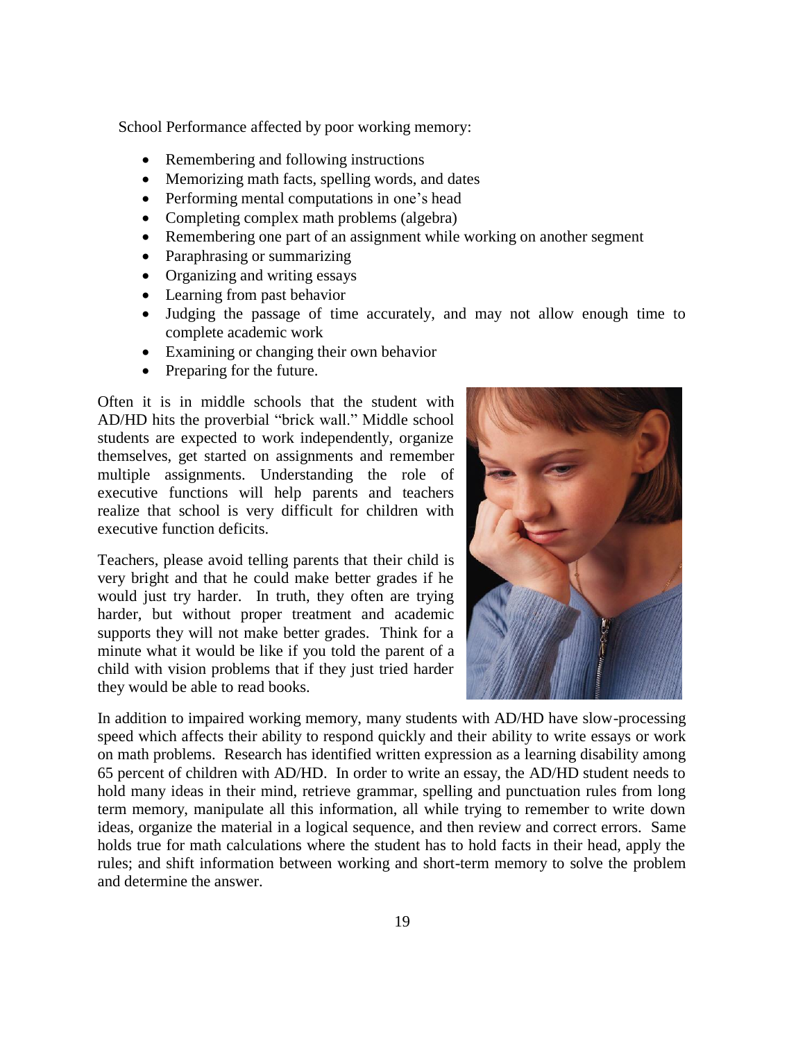School Performance affected by poor working memory:

- Remembering and following instructions
- Memorizing math facts, spelling words, and dates
- Performing mental computations in one's head
- Completing complex math problems (algebra)
- Remembering one part of an assignment while working on another segment
- Paraphrasing or summarizing
- Organizing and writing essays
- Learning from past behavior
- Judging the passage of time accurately, and may not allow enough time to complete academic work
- Examining or changing their own behavior
- Preparing for the future.

Often it is in middle schools that the student with AD/HD hits the proverbial "brick wall." Middle school students are expected to work independently, organize themselves, get started on assignments and remember multiple assignments. Understanding the role of executive functions will help parents and teachers realize that school is very difficult for children with executive function deficits.

Teachers, please avoid telling parents that their child is very bright and that he could make better grades if he would just try harder. In truth, they often are trying harder, but without proper treatment and academic supports they will not make better grades. Think for a minute what it would be like if you told the parent of a child with vision problems that if they just tried harder they would be able to read books.

In addition to impaired working memory, many students with AD/HD have slow-processing speed which affects their ability to respond quickly and their ability to write essays or work on math problems. Research has identified written expression as a learning disability among 65 percent of children with AD/HD. In order to write an essay, the AD/HD student needs to hold many ideas in their mind, retrieve grammar, spelling and punctuation rules from long term memory, manipulate all this information, all while trying to remember to write down ideas, organize the material in a logical sequence, and then review and correct errors. Same holds true for math calculations where the student has to hold facts in their head, apply the rules; and shift information between working and short-term memory to solve the problem and determine the answer.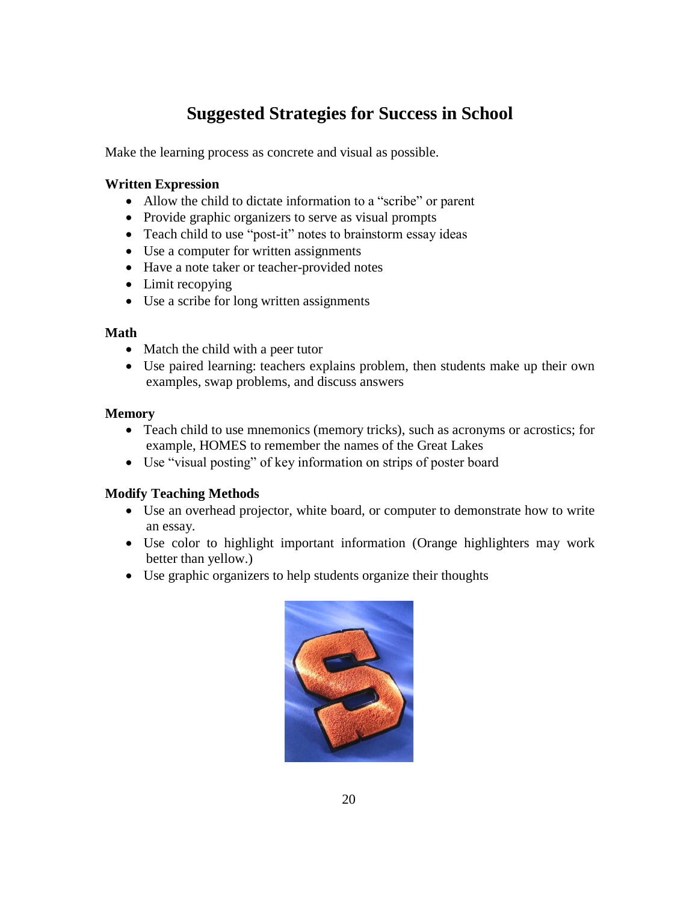# Suggested Strategies for Success in School

Make the learning process as concrete and visual as possible.

**Written Expression**

- Allow the child to dictate information to a "scribe" or parent
- Provide graphic organizers to serve as visual prompts
- Teach child to use "post-it" notes to brainstorm essay ideas
- Use a computer for written assignments
- Have a note taker or teacher-provided notes
- Limit recopying
- Use a scribe for long written assignments

**Math**

- Match the child with a peer tutor
- Use paired learning: teachers explains problem, then students make up their own examples, swap problems, and discuss answers

**Memory**

- Teach child to use mnemonics (memory tricks), such as acronyms or acrostics; for example, HOMES to remember the names of the Great Lakes
- Use "visual posting" of key information on strips of poster board

**Modify Teaching Methods**

- Use an overhead projector, white board, or computer to demonstrate how to write an essay.
- Use color to highlight important information (Orange highlighters may work better than yellow.)
- Use graphic organizers to help students organize their thoughts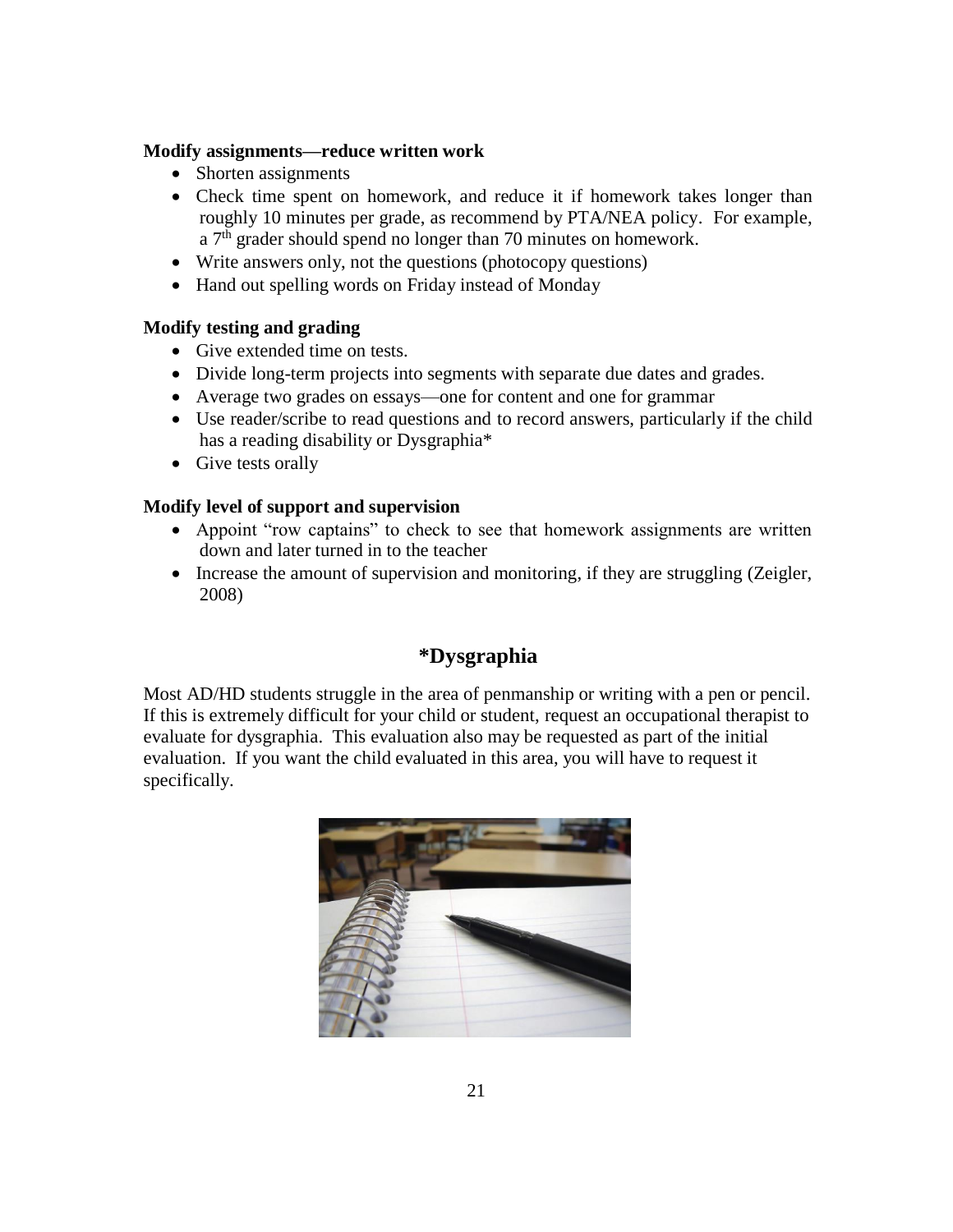**Modify assignments—reduce written work**

- Shorten assignments
- Check time spent on homework, and reduce it if homework takes longer than roughly 10 minutes per grade, as recommend by PTA/NEA policy. For example, a 7th grader should spend no longer than 70 minutes on homework.
- Write answers only, not the questions (photocopy questions)
- Hand out spelling words on Friday instead of Monday

**Modify testing and grading**

- Give extended time on tests.
- Divide long-term projects into segments with separate due dates and grades.
- Average two grades on essays—one for content and one for grammar
- Use reader/scribe to read questions and to record answers, particularly if the child has a reading disability or Dysgraphia*
- Give tests orally

**Modify level of support and supervision**

- Appoint "row captains" to check to see that homework assignments are written down and later turned in to the teacher
- Increase the amount of supervision and monitoring, if they are struggling (Zeigler, 2008)

## *Dysgraphia

Most AD/HD students struggle in the area of penmanship or writing with a pen or pencil. If this is extremely difficult for your child or student, request an occupational therapist to evaluate for dysgraphia. This evaluation also may be requested as part of the initial evaluation. If you want the child evaluated in this area, you will have to request it specifically.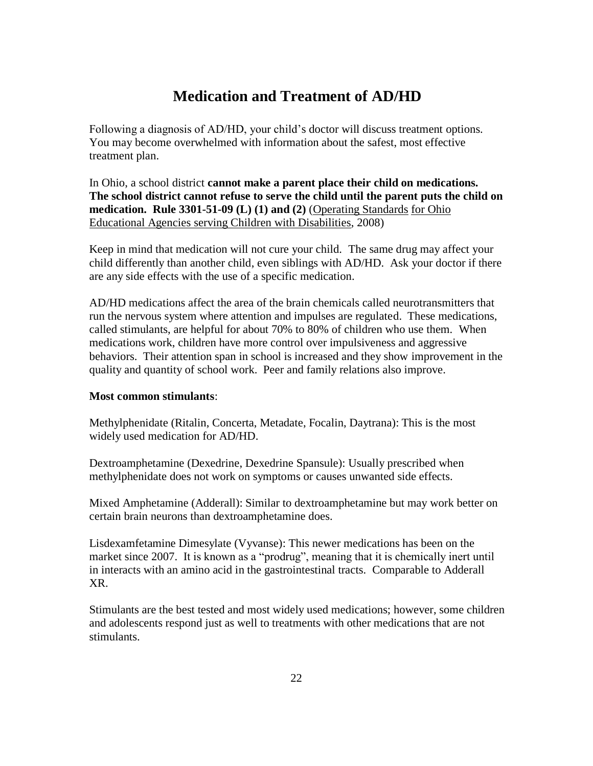# Medication and Treatment of AD/HD

Following a diagnosis of AD/HD, your child's doctor will discuss treatment options. You may become overwhelmed with information about the safest, most effective treatment plan.

In Ohio, a school district **cannot make a parent place their child on medications. The school district cannot refuse to serve the child until the parent puts the child on medication. Rule 3301-51-09 (L) (1) and (2)** (Operating Standards for Ohio Educational Agencies serving Children with Disabilities, 2008)

Keep in mind that medication will not cure your child. The same drug may affect your child differently than another child, even siblings with AD/HD. Ask your doctor if there are any side effects with the use of a specific medication.

AD/HD medications affect the area of the brain chemicals called neurotransmitters that run the nervous system where attention and impulses are regulated. These medications, called stimulants, are helpful for about 70% to 80% of children who use them. When medications work, children have more control over impulsiveness and aggressive behaviors. Their attention span in school is increased and they show improvement in the quality and quantity of school work. Peer and family relations also improve.

**Most common stimulants**:

Methylphenidate (Ritalin, Concerta, Metadate, Focalin, Daytrana): This is the most widely used medication for AD/HD.

Dextroamphetamine (Dexedrine, Dexedrine Spansule): Usually prescribed when methylphenidate does not work on symptoms or causes unwanted side effects.

Mixed Amphetamine (Adderall): Similar to dextroamphetamine but may work better on certain brain neurons than dextroamphetamine does.

Lisdexamfetamine Dimesylate (Vyvanse): This newer medications has been on the market since 2007. It is known as a "prodrug", meaning that it is chemically inert until in interacts with an amino acid in the gastrointestinal tracts. Comparable to Adderall XR.

Stimulants are the best tested and most widely used medications; however, some children and adolescents respond just as well to treatments with other medications that are not stimulants.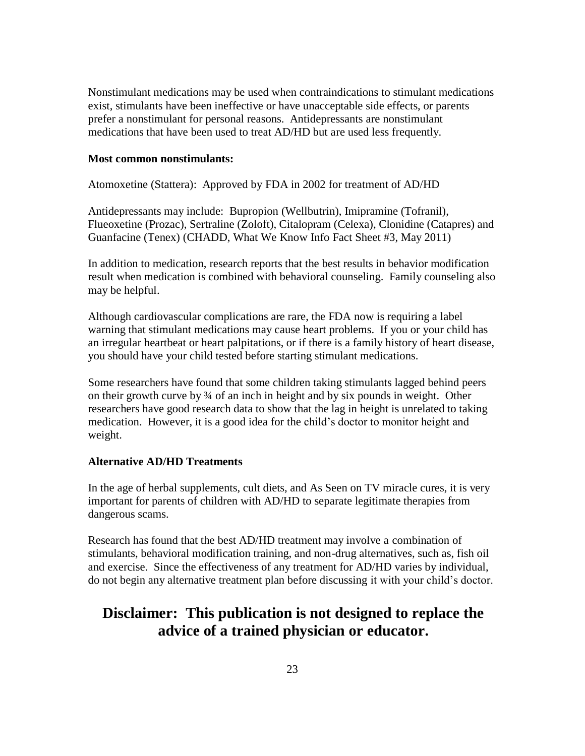Nonstimulant medications may be used when contraindications to stimulant medications exist, stimulants have been ineffective or have unacceptable side effects, or parents prefer a nonstimulant for personal reasons. Antidepressants are nonstimulant medications that have been used to treat AD/HD but are used less frequently.

**Most common nonstimulants:**

Atomoxetine (Stattera): Approved by FDA in 2002 for treatment of AD/HD

Antidepressants may include: Bupropion (Wellbutrin), Imipramine (Tofranil), Flueoxetine (Prozac), Sertraline (Zoloft), Citalopram (Celexa), Clonidine (Catapres) and Guanfacine (Tenex) (CHADD, What We Know Info Fact Sheet #3, May 2011)

In addition to medication, research reports that the best results in behavior modification result when medication is combined with behavioral counseling. Family counseling also may be helpful.

Although cardiovascular complications are rare, the FDA now is requiring a label warning that stimulant medications may cause heart problems. If you or your child has an irregular heartbeat or heart palpitations, or if there is a family history of heart disease, you should have your child tested before starting stimulant medications.

Some researchers have found that some children taking stimulants lagged behind peers on their growth curve by ¾ of an inch in height and by six pounds in weight. Other researchers have good research data to show that the lag in height is unrelated to taking medication. However, it is a good idea for the child's doctor to monitor height and weight.

**Alternative AD/HD Treatments**

In the age of herbal supplements, cult diets, and As Seen on TV miracle cures, it is very important for parents of children with AD/HD to separate legitimate therapies from dangerous scams.

Research has found that the best AD/HD treatment may involve a combination of stimulants, behavioral modification training, and non-drug alternatives, such as, fish oil and exercise. Since the effectiveness of any treatment for AD/HD varies by individual, do not begin any alternative treatment plan before discussing it with your child's doctor.

## Disclaimer: This publication is not designed to replace the advice of a trained physician or educator.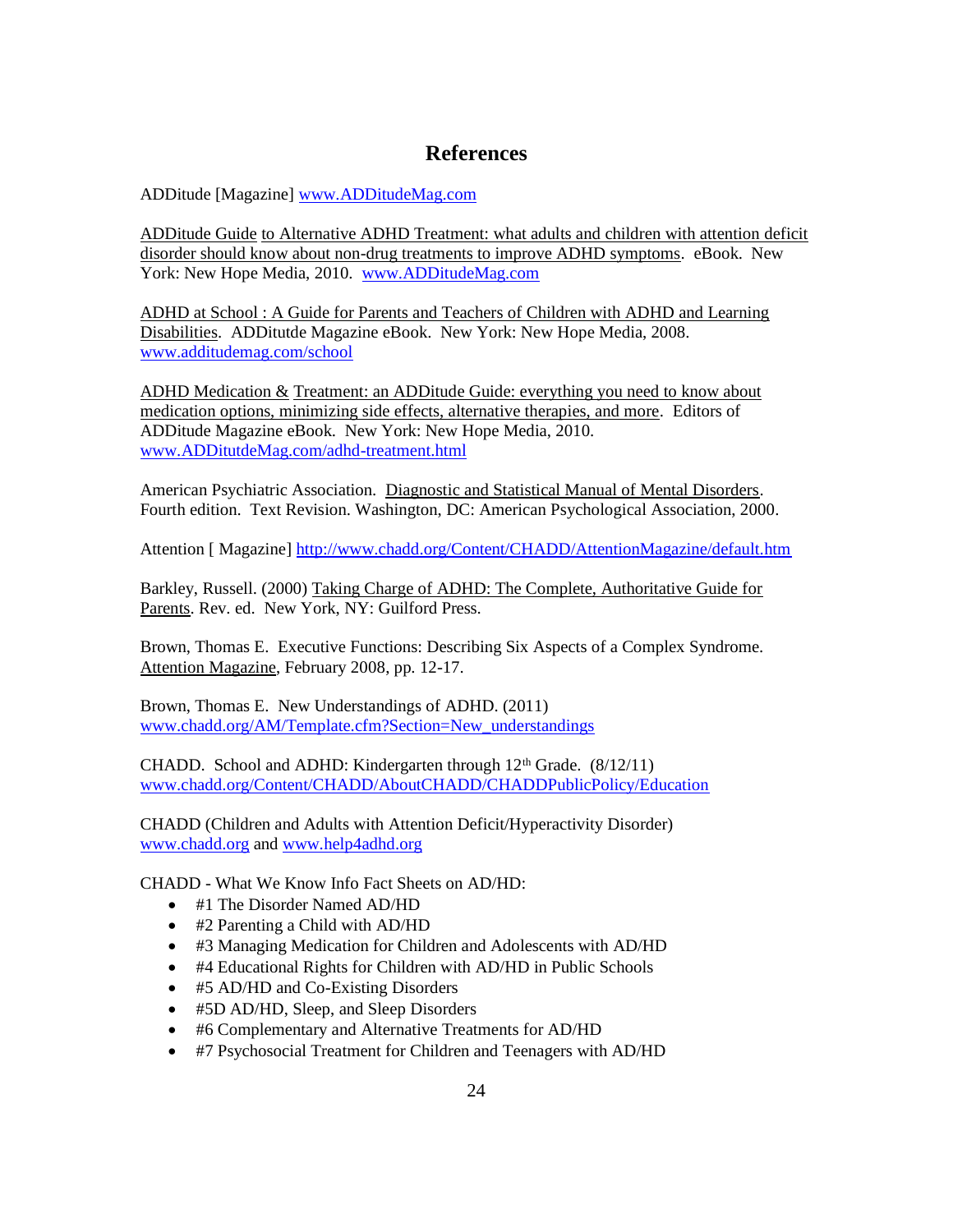# References

ADDitude [Magazine] www.ADDitudeMag.com

ADDitude Guide to Alternative ADHD Treatment: what adults and children with attention deficit disorder should know about non-drug treatments to improve ADHD symptoms. eBook. New York: New Hope Media, 2010. www.ADDitudeMag.com

ADHD at School : A Guide for Parents and Teachers of Children with ADHD and Learning Disabilities. ADDitutde Magazine eBook. New York: New Hope Media, 2008. www.additudemag.com/school

ADHD Medication & Treatment: an ADDitude Guide: everything you need to know about medication options, minimizing side effects, alternative therapies, and more. Editors of ADDitude Magazine eBook. New York: New Hope Media, 2010. www.ADDitutdeMag.com/adhd-treatment.html

American Psychiatric Association. Diagnostic and Statistical Manual of Mental Disorders. Fourth edition. Text Revision. Washington, DC: American Psychological Association, 2000.

Attention [ Magazine] http://www.chadd.org/Content/CHADD/AttentionMagazine/default.htm

Barkley, Russell. (2000) Taking Charge of ADHD: The Complete, Authoritative Guide for Parents. Rev. ed. New York, NY: Guilford Press.

Brown, Thomas E. Executive Functions: Describing Six Aspects of a Complex Syndrome. Attention Magazine, February 2008, pp. 12-17.

Brown, Thomas E. New Understandings of ADHD. (2011) www.chadd.org/AM/Template.cfm?Section=New_understandings

CHADD. School and ADHD: Kindergarten through 12th Grade. (8/12/11) www.chadd.org/Content/CHADD/AboutCHADD/CHADDPublicPolicy/Education

CHADD (Children and Adults with Attention Deficit/Hyperactivity Disorder) www.chadd.org and www.help4adhd.org

CHADD - What We Know Info Fact Sheets on AD/HD:

- #1 The Disorder Named AD/HD
- #2 Parenting a Child with AD/HD
- #3 Managing Medication for Children and Adolescents with AD/HD
- #4 Educational Rights for Children with AD/HD in Public Schools
- #5 AD/HD and Co-Existing Disorders
- #5D AD/HD, Sleep, and Sleep Disorders
- #6 Complementary and Alternative Treatments for AD/HD
- #7 Psychosocial Treatment for Children and Teenagers with AD/HD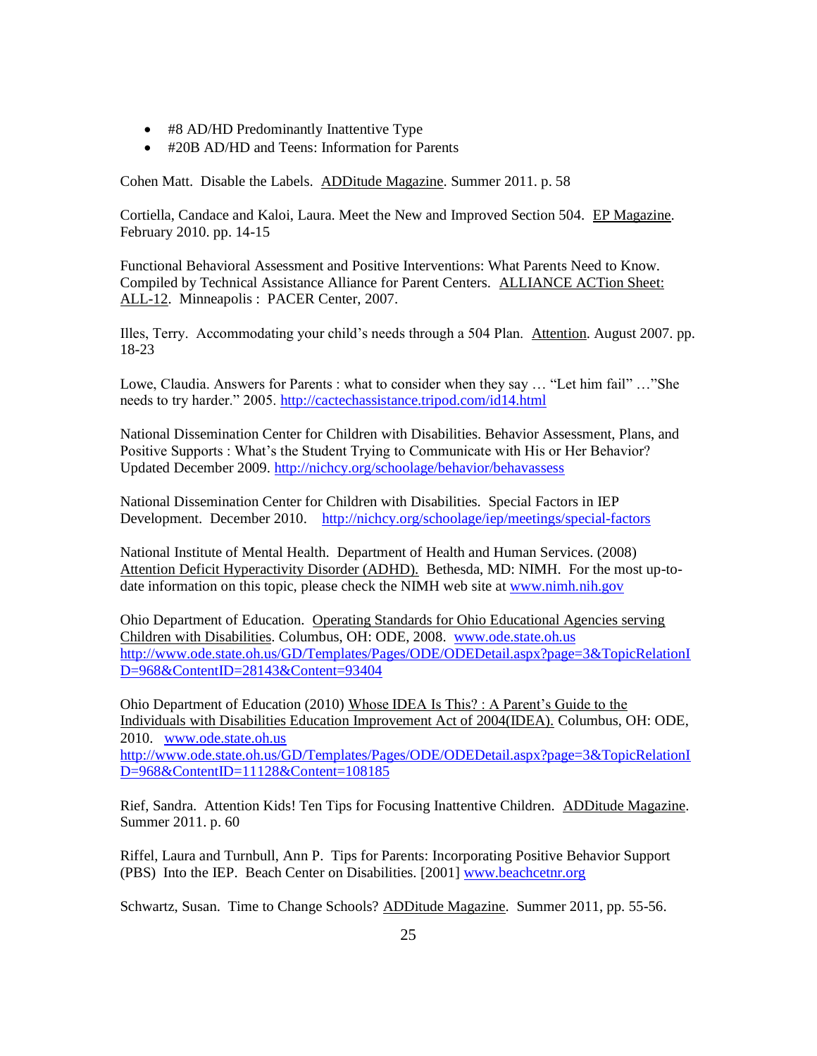- #8 AD/HD Predominantly Inattentive Type
- #20B AD/HD and Teens: Information for Parents

Cohen Matt. Disable the Labels. ADDitude Magazine. Summer 2011. p. 58

Cortiella, Candace and Kaloi, Laura. Meet the New and Improved Section 504. EP Magazine. February 2010. pp. 14-15

Functional Behavioral Assessment and Positive Interventions: What Parents Need to Know. Compiled by Technical Assistance Alliance for Parent Centers. ALLIANCE ACTion Sheet: ALL-12. Minneapolis : PACER Center, 2007.

Illes, Terry. Accommodating your child's needs through a 504 Plan. Attention. August 2007. pp. 18-23

Lowe, Claudia. Answers for Parents : what to consider when they say … "Let him fail" …"She needs to try harder." 2005. http://cactechassistance.tripod.com/id14.html

National Dissemination Center for Children with Disabilities. Behavior Assessment, Plans, and Positive Supports : What's the Student Trying to Communicate with His or Her Behavior? Updated December 2009. http://nichcy.org/schoolage/behavior/behavassess

National Dissemination Center for Children with Disabilities. Special Factors in IEP Development. December 2010. http://nichcy.org/schoolage/iep/meetings/special-factors

National Institute of Mental Health. Department of Health and Human Services. (2008) Attention Deficit Hyperactivity Disorder (ADHD). Bethesda, MD: NIMH. For the most up-to-date information on this topic, please check the NIMH web site at www.nimh.nih.gov

Ohio Department of Education. Operating Standards for Ohio Educational Agencies serving Children with Disabilities. Columbus, OH: ODE, 2008. www.ode.state.oh.us http://www.ode.state.oh.us/GD/Templates/Pages/ODE/ODEDetail.aspx?page=3&TopicRelationID=968&ContentID=28143&Content=93404

Ohio Department of Education (2010) Whose IDEA Is This? : A Parent's Guide to the Individuals with Disabilities Education Improvement Act of 2004(IDEA). Columbus, OH: ODE, 2010. www.ode.state.oh.us http://www.ode.state.oh.us/GD/Templates/Pages/ODE/ODEDetail.aspx?page=3&TopicRelationID=968&ContentID=11128&Content=108185

Rief, Sandra. Attention Kids! Ten Tips for Focusing Inattentive Children. ADDitude Magazine. Summer 2011. p. 60

Riffel, Laura and Turnbull, Ann P. Tips for Parents: Incorporating Positive Behavior Support (PBS) Into the IEP. Beach Center on Disabilities. [2001] www.beachcetnr.org

Schwartz, Susan. Time to Change Schools? ADDitude Magazine. Summer 2011, pp. 55-56.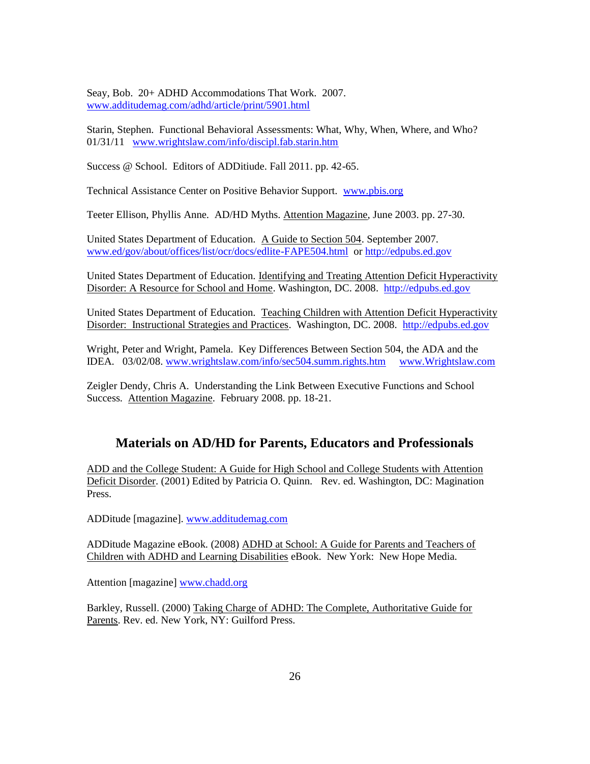Seay, Bob. 20+ ADHD Accommodations That Work. 2007. www.additudemag.com/adhd/article/print/5901.html

Starin, Stephen. Functional Behavioral Assessments: What, Why, When, Where, and Who? 01/31/11 www.wrightslaw.com/info/discipl.fab.starin.htm

Success @ School. Editors of ADDitiude. Fall 2011. pp. 42-65.

Technical Assistance Center on Positive Behavior Support. www.pbis.org

Teeter Ellison, Phyllis Anne. AD/HD Myths. Attention Magazine, June 2003. pp. 27-30.

United States Department of Education. A Guide to Section 504. September 2007. www.ed/gov/about/offices/list/ocr/docs/edlite-FAPE504.html or http://edpubs.ed.gov

United States Department of Education. Identifying and Treating Attention Deficit Hyperactivity Disorder: A Resource for School and Home. Washington, DC. 2008. http://edpubs.ed.gov

United States Department of Education. Teaching Children with Attention Deficit Hyperactivity Disorder: Instructional Strategies and Practices. Washington, DC. 2008. http://edpubs.ed.gov

Wright, Peter and Wright, Pamela. Key Differences Between Section 504, the ADA and the IDEA. 03/02/08. www.wrightslaw.com/info/sec504.summ.rights.htm www.Wrightslaw.com

Zeigler Dendy, Chris A. Understanding the Link Between Executive Functions and School Success. Attention Magazine. February 2008. pp. 18-21.

## Materials on AD/HD for Parents, Educators and Professionals

ADD and the College Student: A Guide for High School and College Students with Attention Deficit Disorder. (2001) Edited by Patricia O. Quinn. Rev. ed. Washington, DC: Magination Press.

ADDitude [magazine]. www.additudemag.com

ADDitude Magazine eBook. (2008) ADHD at School: A Guide for Parents and Teachers of Children with ADHD and Learning Disabilities eBook. New York: New Hope Media.

Attention [magazine] www.chadd.org

Barkley, Russell. (2000) Taking Charge of ADHD: The Complete, Authoritative Guide for Parents. Rev. ed. New York, NY: Guilford Press.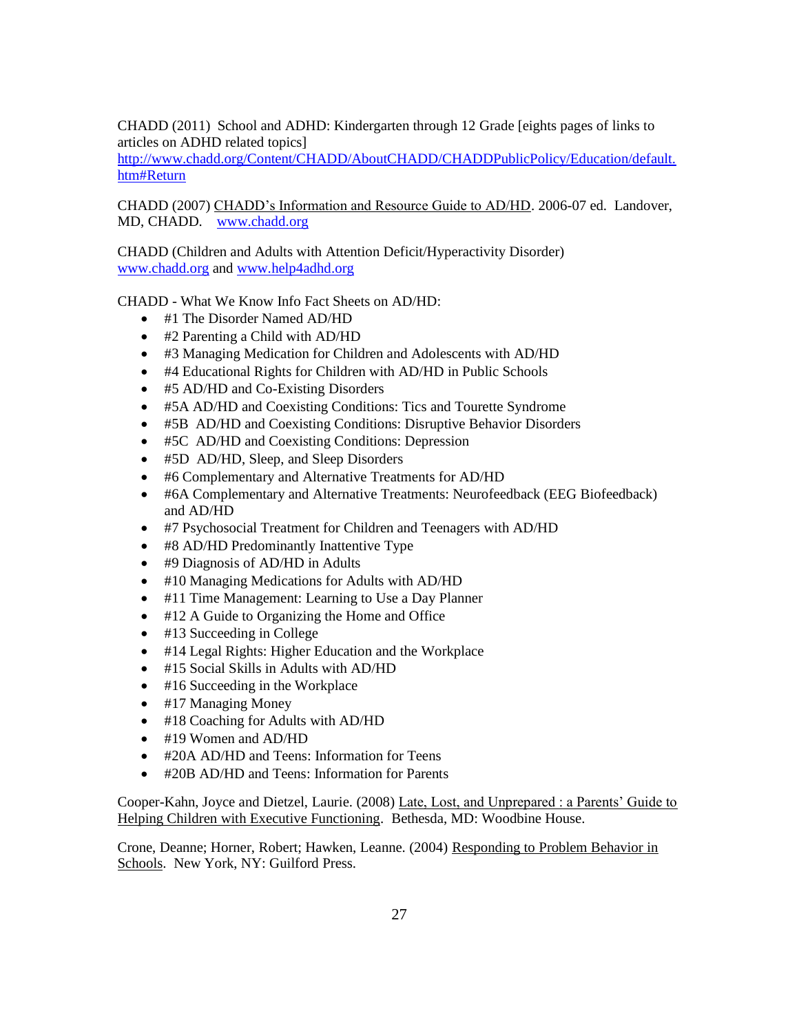CHADD (2011) School and ADHD: Kindergarten through 12 Grade [eights pages of links to articles on ADHD related topics]
http://www.chadd.org/Content/CHADD/AboutCHADD/CHADDPublicPolicy/Education/default.htm#Return

CHADD (2007) CHADD's Information and Resource Guide to AD/HD. 2006-07 ed. Landover, MD, CHADD. www.chadd.org

CHADD (Children and Adults with Attention Deficit/Hyperactivity Disorder)
www.chadd.org and www.help4adhd.org

CHADD - What We Know Info Fact Sheets on AD/HD:

- #1 The Disorder Named AD/HD
- #2 Parenting a Child with AD/HD
- #3 Managing Medication for Children and Adolescents with AD/HD
- #4 Educational Rights for Children with AD/HD in Public Schools
- #5 AD/HD and Co-Existing Disorders
- #5A AD/HD and Coexisting Conditions: Tics and Tourette Syndrome
- #5B AD/HD and Coexisting Conditions: Disruptive Behavior Disorders
- #5C AD/HD and Coexisting Conditions: Depression
- #5D AD/HD, Sleep, and Sleep Disorders
- #6 Complementary and Alternative Treatments for AD/HD
- #6A Complementary and Alternative Treatments: Neurofeedback (EEG Biofeedback) and AD/HD
- #7 Psychosocial Treatment for Children and Teenagers with AD/HD
- #8 AD/HD Predominantly Inattentive Type
- #9 Diagnosis of AD/HD in Adults
- #10 Managing Medications for Adults with AD/HD
- #11 Time Management: Learning to Use a Day Planner
- #12 A Guide to Organizing the Home and Office
- #13 Succeeding in College
- #14 Legal Rights: Higher Education and the Workplace
- #15 Social Skills in Adults with AD/HD
- #16 Succeeding in the Workplace
- #17 Managing Money
- #18 Coaching for Adults with AD/HD
- #19 Women and AD/HD
- #20A AD/HD and Teens: Information for Teens
- #20B AD/HD and Teens: Information for Parents

Cooper-Kahn, Joyce and Dietzel, Laurie. (2008) Late, Lost, and Unprepared : a Parents' Guide to Helping Children with Executive Functioning. Bethesda, MD: Woodbine House.

Crone, Deanne; Horner, Robert; Hawken, Leanne. (2004) Responding to Problem Behavior in Schools. New York, NY: Guilford Press.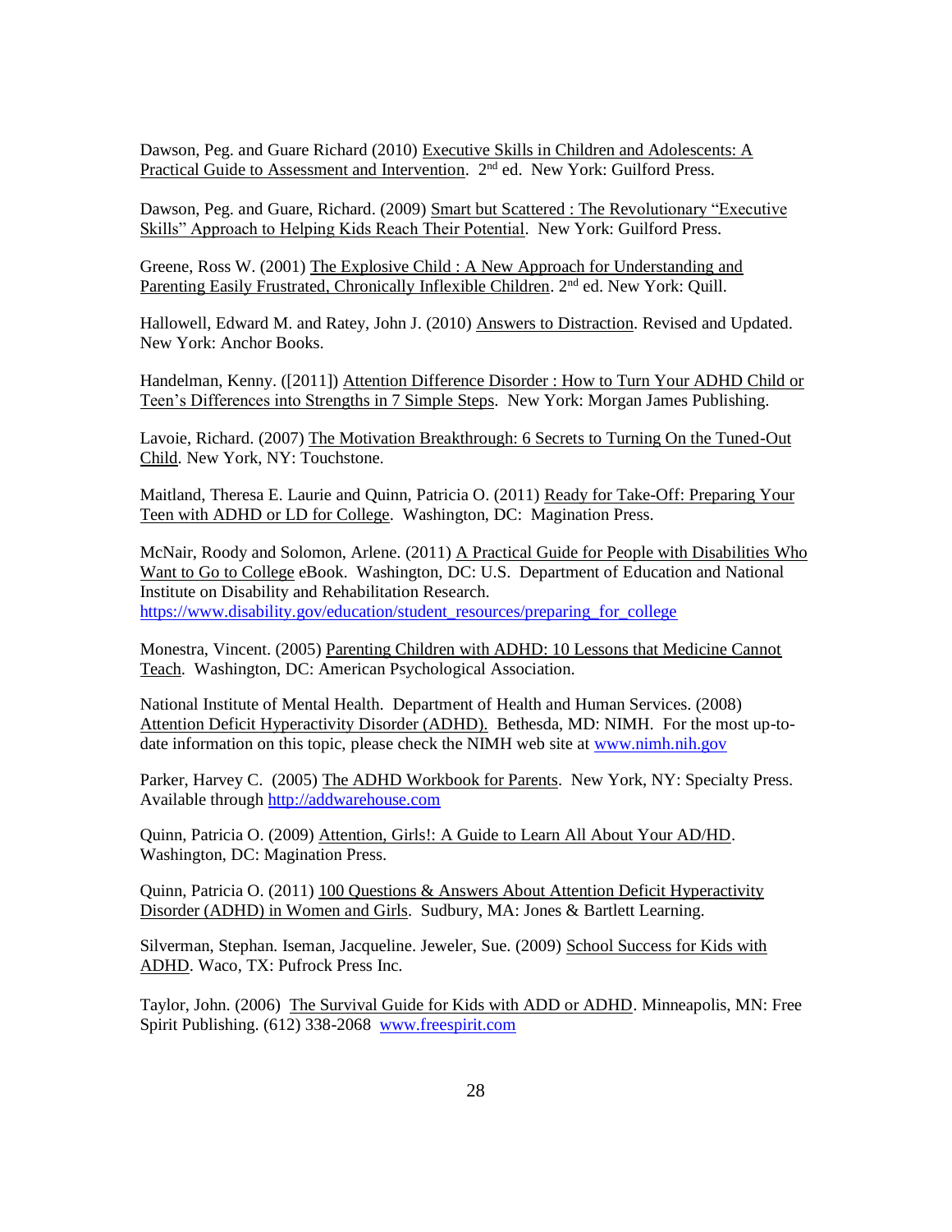Dawson, Peg. and Guare Richard (2010) Executive Skills in Children and Adolescents: A Practical Guide to Assessment and Intervention. 2nd ed. New York: Guilford Press.

Dawson, Peg. and Guare, Richard. (2009) Smart but Scattered : The Revolutionary "Executive Skills" Approach to Helping Kids Reach Their Potential. New York: Guilford Press.

Greene, Ross W. (2001) The Explosive Child : A New Approach for Understanding and Parenting Easily Frustrated, Chronically Inflexible Children. 2nd ed. New York: Quill.

Hallowell, Edward M. and Ratey, John J. (2010) Answers to Distraction. Revised and Updated. New York: Anchor Books.

Handelman, Kenny. ([2011]) Attention Difference Disorder : How to Turn Your ADHD Child or Teen's Differences into Strengths in 7 Simple Steps. New York: Morgan James Publishing.

Lavoie, Richard. (2007) The Motivation Breakthrough: 6 Secrets to Turning On the Tuned-Out Child. New York, NY: Touchstone.

Maitland, Theresa E. Laurie and Quinn, Patricia O. (2011) Ready for Take-Off: Preparing Your Teen with ADHD or LD for College. Washington, DC: Magination Press.

McNair, Roody and Solomon, Arlene. (2011) A Practical Guide for People with Disabilities Who Want to Go to College eBook. Washington, DC: U.S. Department of Education and National Institute on Disability and Rehabilitation Research. https://www.disability.gov/education/student_resources/preparing_for_college

Monestra, Vincent. (2005) Parenting Children with ADHD: 10 Lessons that Medicine Cannot Teach. Washington, DC: American Psychological Association.

National Institute of Mental Health. Department of Health and Human Services. (2008) Attention Deficit Hyperactivity Disorder (ADHD). Bethesda, MD: NIMH. For the most up-to-date information on this topic, please check the NIMH web site at www.nimh.nih.gov

Parker, Harvey C. (2005) The ADHD Workbook for Parents. New York, NY: Specialty Press. Available through http://addwarehouse.com

Quinn, Patricia O. (2009) Attention, Girls!: A Guide to Learn All About Your AD/HD. Washington, DC: Magination Press.

Quinn, Patricia O. (2011) 100 Questions & Answers About Attention Deficit Hyperactivity Disorder (ADHD) in Women and Girls. Sudbury, MA: Jones & Bartlett Learning.

Silverman, Stephan. Iseman, Jacqueline. Jeweler, Sue. (2009) School Success for Kids with ADHD. Waco, TX: Pufrock Press Inc.

Taylor, John. (2006) The Survival Guide for Kids with ADD or ADHD. Minneapolis, MN: Free Spirit Publishing. (612) 338-2068 www.freespirit.com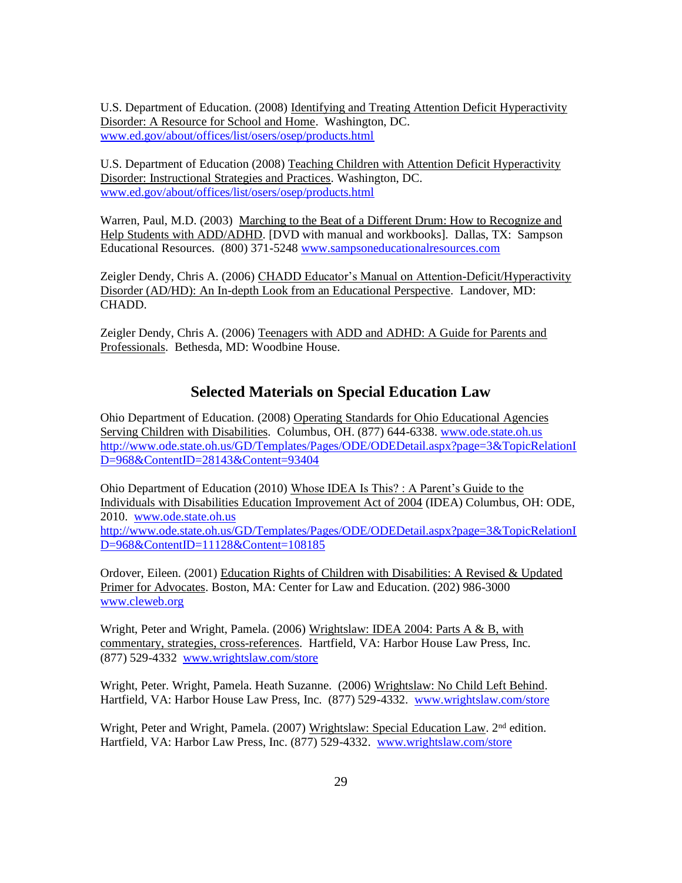U.S. Department of Education. (2008) Identifying and Treating Attention Deficit Hyperactivity Disorder: A Resource for School and Home. Washington, DC. www.ed.gov/about/offices/list/osers/osep/products.html

U.S. Department of Education (2008) Teaching Children with Attention Deficit Hyperactivity Disorder: Instructional Strategies and Practices. Washington, DC. www.ed.gov/about/offices/list/osers/osep/products.html

Warren, Paul, M.D. (2003) Marching to the Beat of a Different Drum: How to Recognize and Help Students with ADD/ADHD. [DVD with manual and workbooks]. Dallas, TX: Sampson Educational Resources. (800) 371-5248 www.sampsoneducationalresources.com

Zeigler Dendy, Chris A. (2006) CHADD Educator's Manual on Attention-Deficit/Hyperactivity Disorder (AD/HD): An In-depth Look from an Educational Perspective. Landover, MD: CHADD.

Zeigler Dendy, Chris A. (2006) Teenagers with ADD and ADHD: A Guide for Parents and Professionals. Bethesda, MD: Woodbine House.

## Selected Materials on Special Education Law

Ohio Department of Education. (2008) Operating Standards for Ohio Educational Agencies Serving Children with Disabilities. Columbus, OH. (877) 644-6338. www.ode.state.oh.us http://www.ode.state.oh.us/GD/Templates/Pages/ODE/ODEDetail.aspx?page=3&TopicRelationID=968&ContentID=28143&Content=93404

Ohio Department of Education (2010) Whose IDEA Is This? : A Parent's Guide to the Individuals with Disabilities Education Improvement Act of 2004 (IDEA) Columbus, OH: ODE, 2010. www.ode.state.oh.us http://www.ode.state.oh.us/GD/Templates/Pages/ODE/ODEDetail.aspx?page=3&TopicRelationID=968&ContentID=11128&Content=108185

Ordover, Eileen. (2001) Education Rights of Children with Disabilities: A Revised & Updated Primer for Advocates. Boston, MA: Center for Law and Education. (202) 986-3000 www.cleweb.org

Wright, Peter and Wright, Pamela. (2006) Wrightslaw: IDEA 2004: Parts A & B, with commentary, strategies, cross-references. Hartfield, VA: Harbor House Law Press, Inc. (877) 529-4332 www.wrightslaw.com/store

Wright, Peter. Wright, Pamela. Heath Suzanne. (2006) Wrightslaw: No Child Left Behind. Hartfield, VA: Harbor House Law Press, Inc. (877) 529-4332. www.wrightslaw.com/store

Wright, Peter and Wright, Pamela. (2007) Wrightslaw: Special Education Law. 2nd edition. Hartfield, VA: Harbor Law Press, Inc. (877) 529-4332. www.wrightslaw.com/store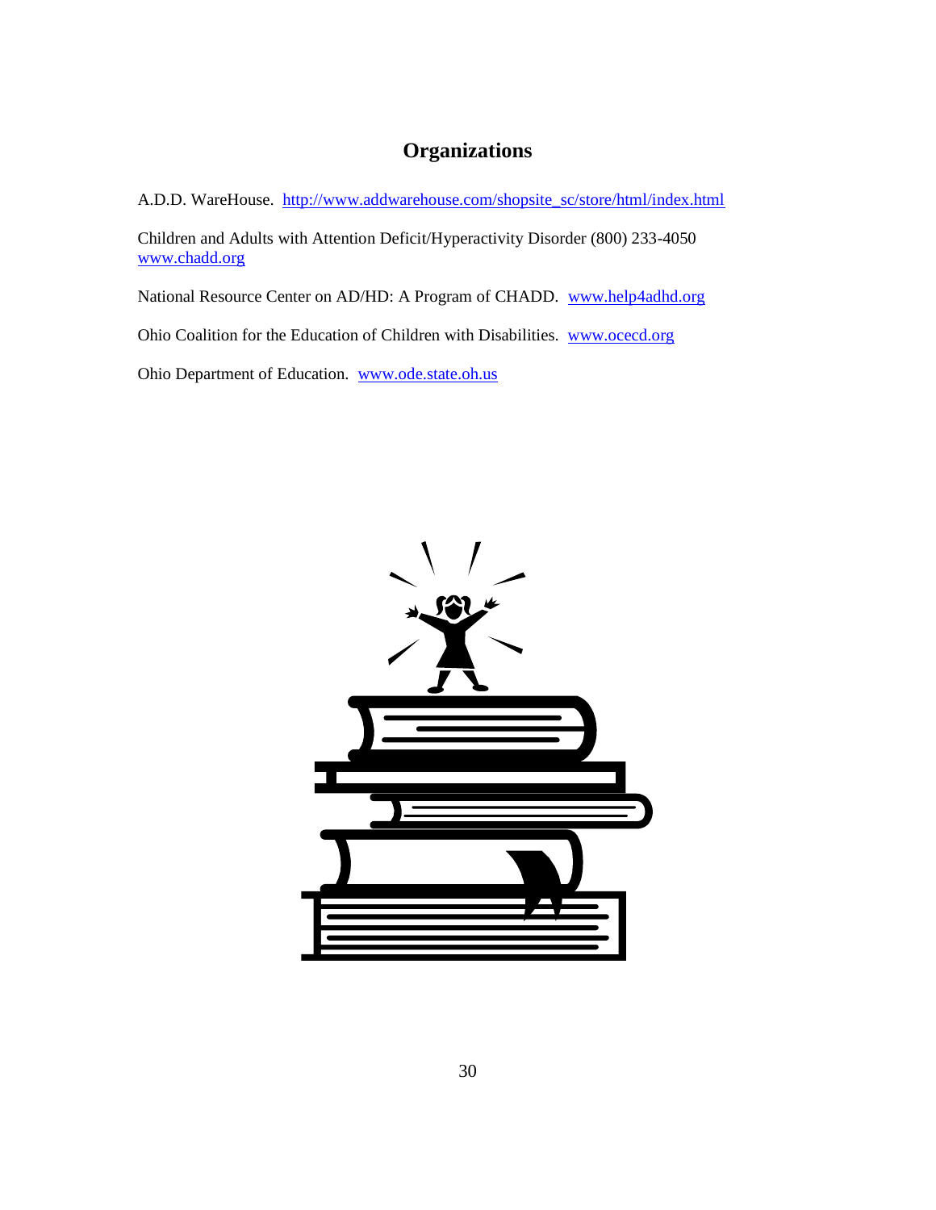# Organizations

A.D.D. WareHouse. http://www.addwarehouse.com/shopsite_sc/store/html/index.html

Children and Adults with Attention Deficit/Hyperactivity Disorder (800) 233-4050 www.chadd.org

National Resource Center on AD/HD: A Program of CHADD. www.help4adhd.org

Ohio Coalition for the Education of Children with Disabilities. www.ocecd.org

Ohio Department of Education. www.ode.state.oh.us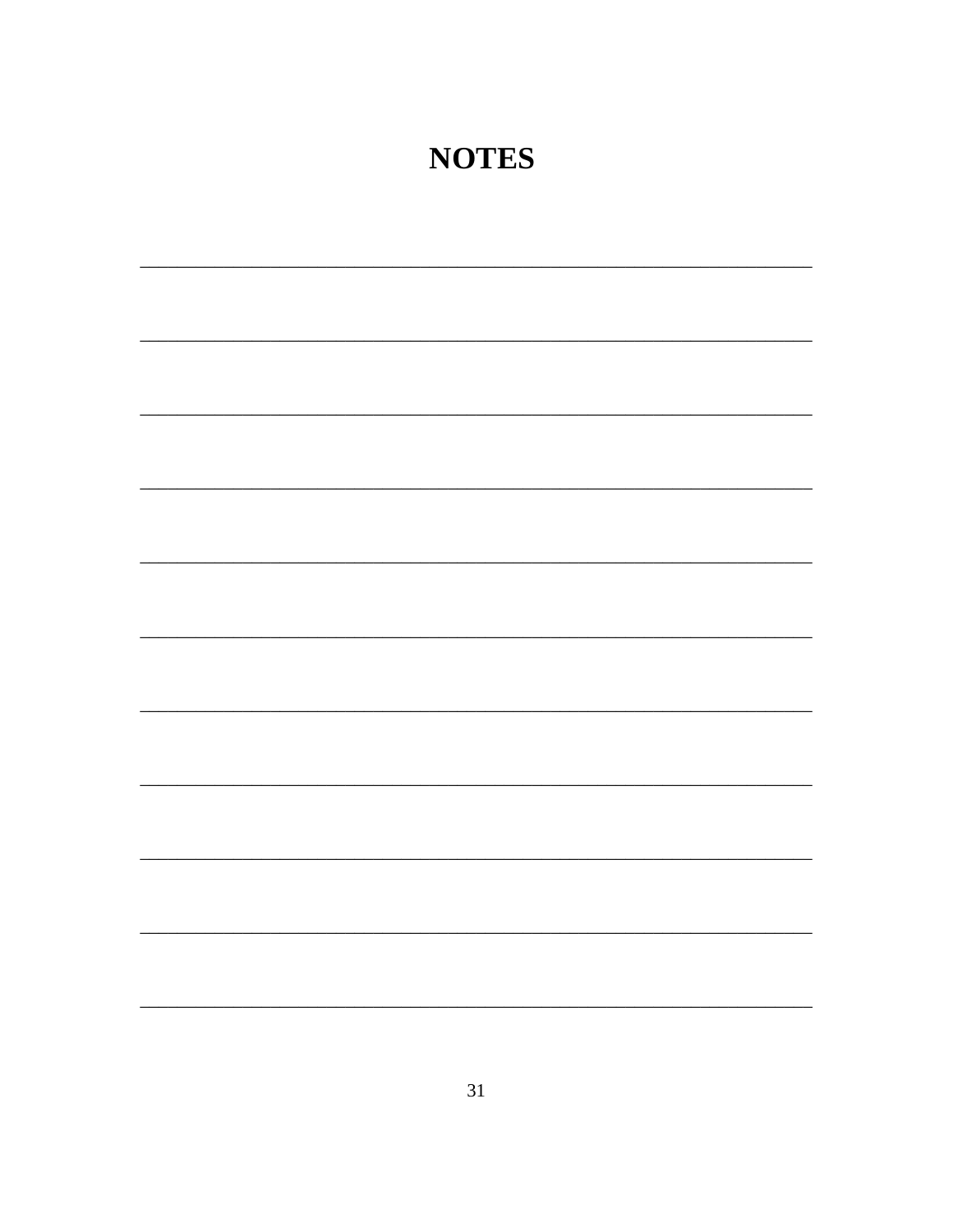# NOTES

___________________________________________________________________

___________________________________________________________________

___________________________________________________________________

___________________________________________________________________

___________________________________________________________________

___________________________________________________________________

___________________________________________________________________

___________________________________________________________________

___________________________________________________________________

___________________________________________________________________

___________________________________________________________________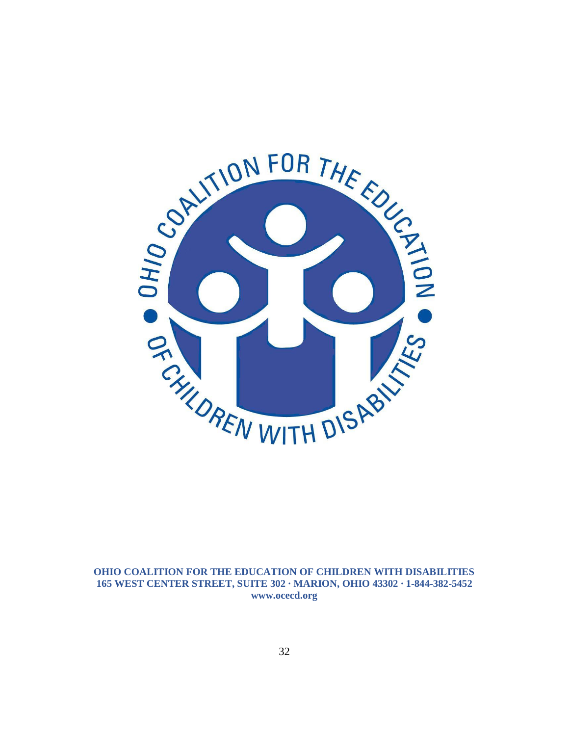**OHIO COALITION FOR THE EDUCATION OF CHILDREN WITH DISABILITIES**
**165 WEST CENTER STREET, SUITE 302 · MARION, OHIO 43302 · 1-844-382-5452**
**www.ocecd.org**